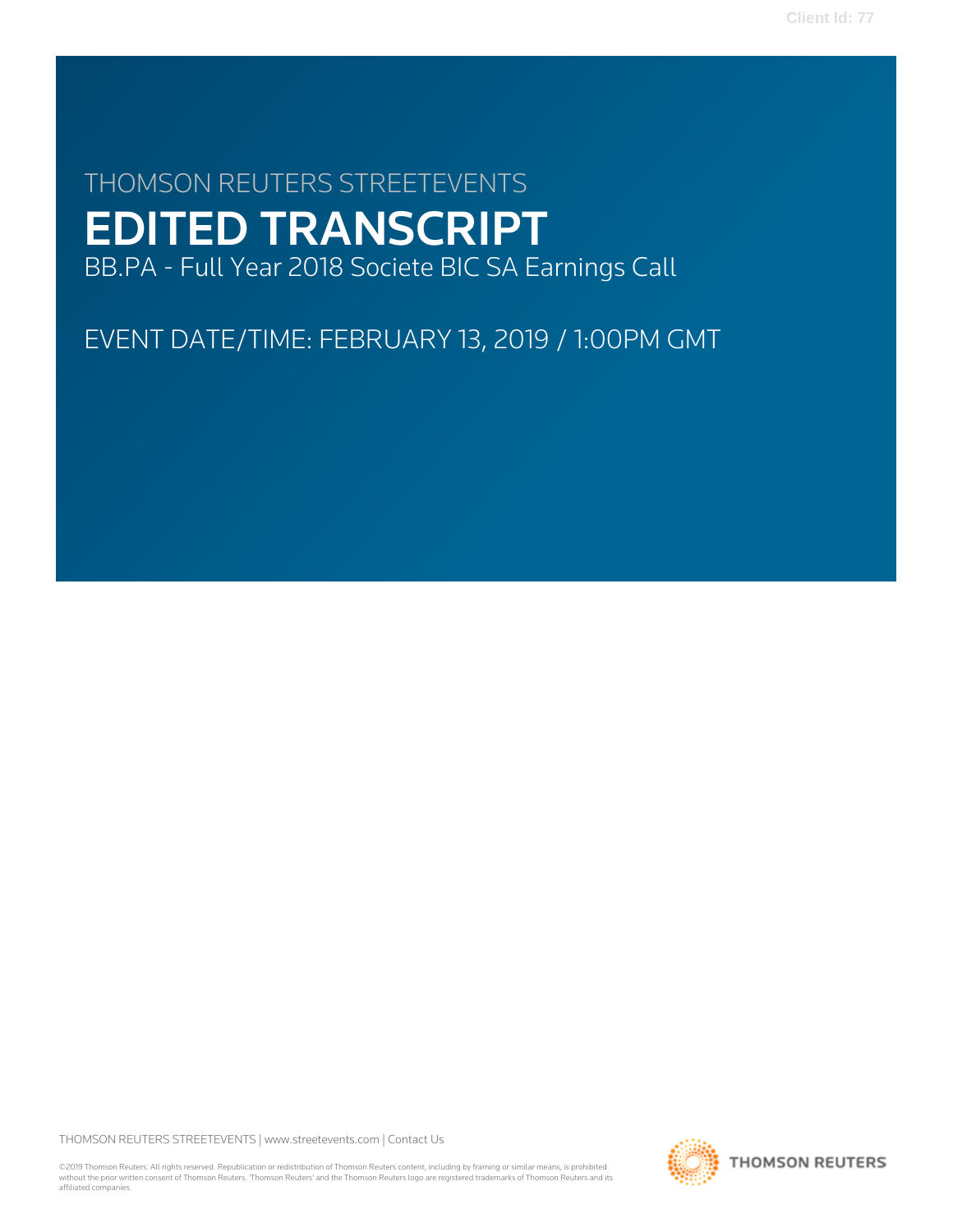# THOMSON REUTERS STREETEVENTS

# EDITED TRANSCRIPT

BB.PA - Full Year 2018 Societe BIC SA Earnings Call

EVENT DATE/TIME: FEBRUARY 13, 2019 / 1:00PM GMT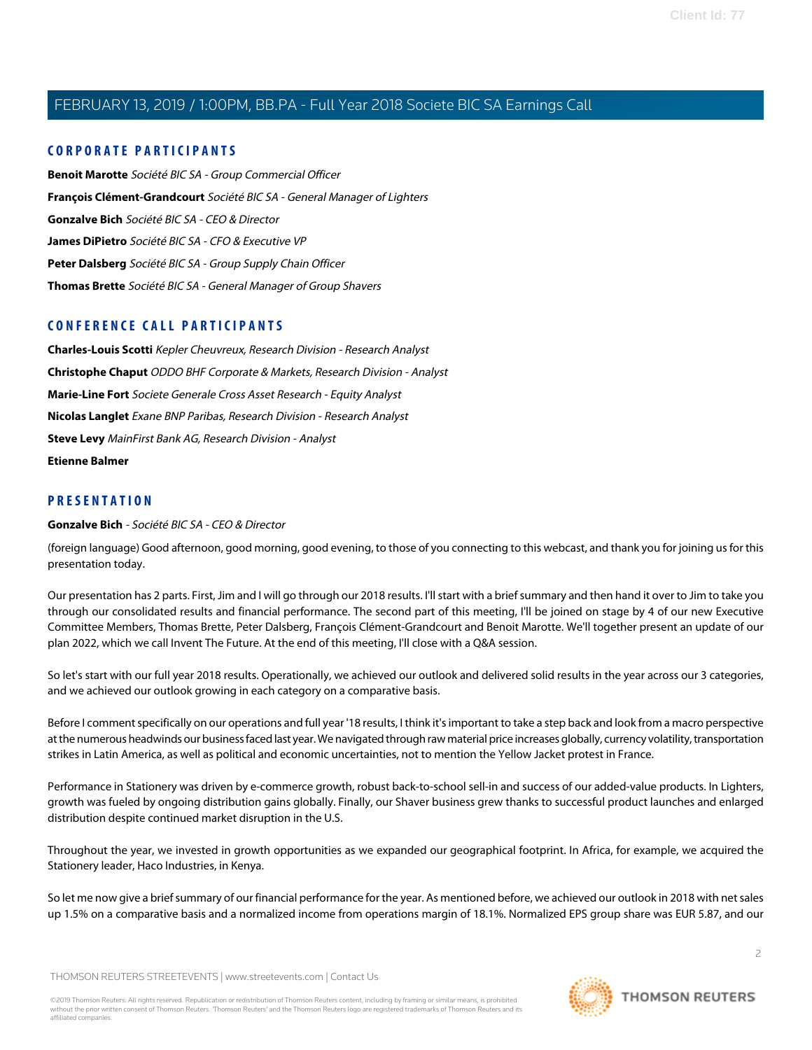## CORPORATE PARTICIPANTS

**Benoit Marotte** *Société BIC SA - Group Commercial Officer*

**François Clément-Grandcourt** *Société BIC SA - General Manager of Lighters*

**Gonzalve Bich** *Société BIC SA - CEO & Director*

**James DiPietro** *Société BIC SA - CFO & Executive VP*

**Peter Dalsberg** *Société BIC SA - Group Supply Chain Officer*

**Thomas Brette** *Société BIC SA - General Manager of Group Shavers*

## CONFERENCE CALL PARTICIPANTS

**Charles-Louis Scotti** *Kepler Cheuvreux, Research Division - Research Analyst*

**Christophe Chaput** *ODDO BHF Corporate & Markets, Research Division - Analyst*

**Marie-Line Fort** *Societe Generale Cross Asset Research - Equity Analyst*

**Nicolas Langlet** *Exane BNP Paribas, Research Division - Research Analyst*

**Steve Levy** *MainFirst Bank AG, Research Division - Analyst*

**Etienne Balmer**

## PRESENTATION

**Gonzalve Bich** - *Société BIC SA - CEO & Director*

(foreign language) Good afternoon, good morning, good evening, to those of you connecting to this webcast, and thank you for joining us for this presentation today.

Our presentation has 2 parts. First, Jim and I will go through our 2018 results. I'll start with a brief summary and then hand it over to Jim to take you through our consolidated results and financial performance. The second part of this meeting, I'll be joined on stage by 4 of our new Executive Committee Members, Thomas Brette, Peter Dalsberg, François Clément-Grandcourt and Benoit Marotte. We'll together present an update of our plan 2022, which we call Invent The Future. At the end of this meeting, I'll close with a Q&A session.

So let's start with our full year 2018 results. Operationally, we achieved our outlook and delivered solid results in the year across our 3 categories, and we achieved our outlook growing in each category on a comparative basis.

Before I comment specifically on our operations and full year '18 results, I think it's important to take a step back and look from a macro perspective at the numerous headwinds our business faced last year. We navigated through raw material price increases globally, currency volatility, transportation strikes in Latin America, as well as political and economic uncertainties, not to mention the Yellow Jacket protest in France.

Performance in Stationery was driven by e-commerce growth, robust back-to-school sell-in and success of our added-value products. In Lighters, growth was fueled by ongoing distribution gains globally. Finally, our Shaver business grew thanks to successful product launches and enlarged distribution despite continued market disruption in the U.S.

Throughout the year, we invested in growth opportunities as we expanded our geographical footprint. In Africa, for example, we acquired the Stationery leader, Haco Industries, in Kenya.

So let me now give a brief summary of our financial performance for the year. As mentioned before, we achieved our outlook in 2018 with net sales up 1.5% on a comparative basis and a normalized income from operations margin of 18.1%. Normalized EPS group share was EUR 5.87, and our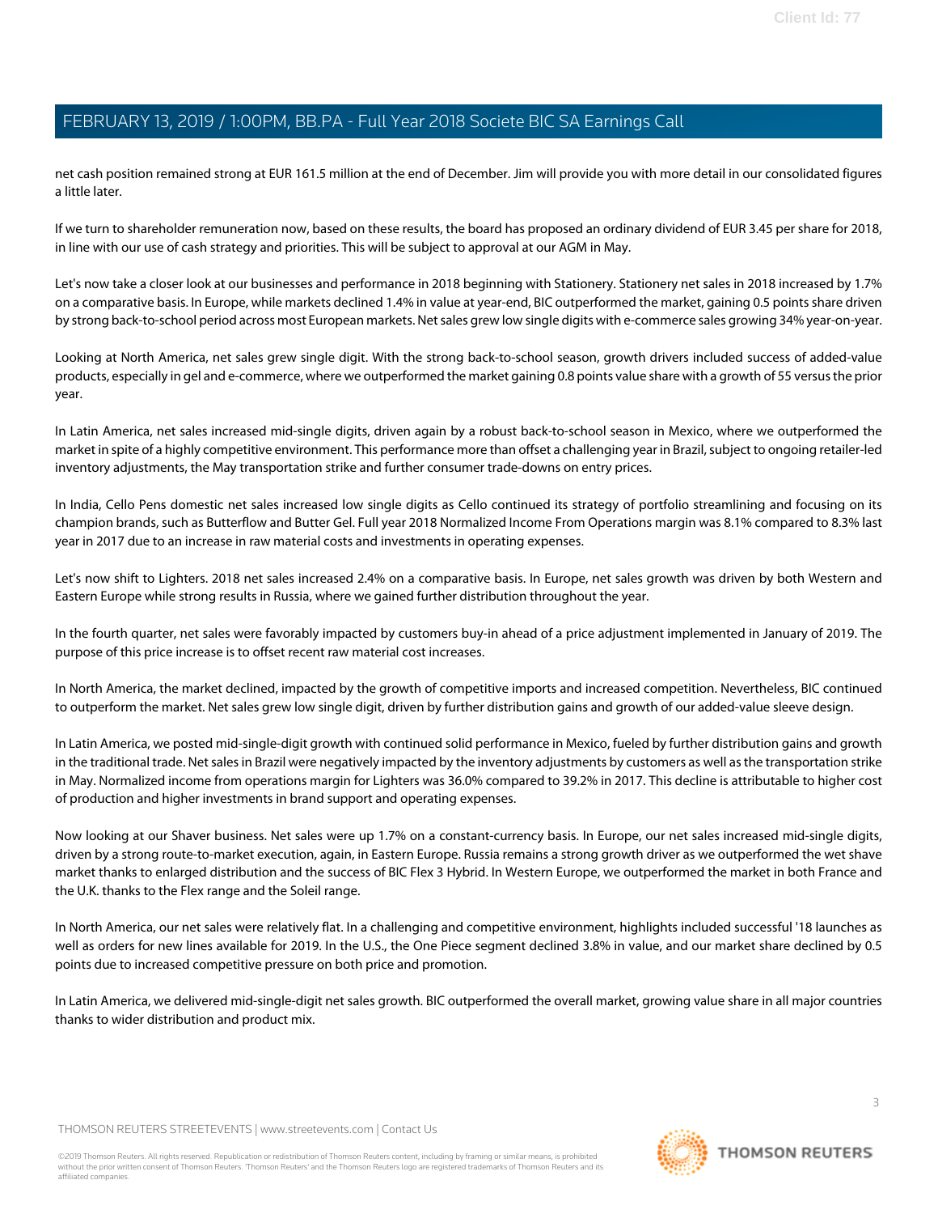net cash position remained strong at EUR 161.5 million at the end of December. Jim will provide you with more detail in our consolidated figures a little later.

If we turn to shareholder remuneration now, based on these results, the board has proposed an ordinary dividend of EUR 3.45 per share for 2018, in line with our use of cash strategy and priorities. This will be subject to approval at our AGM in May.

Let's now take a closer look at our businesses and performance in 2018 beginning with Stationery. Stationery net sales in 2018 increased by 1.7% on a comparative basis. In Europe, while markets declined 1.4% in value at year-end, BIC outperformed the market, gaining 0.5 points share driven by strong back-to-school period across most European markets. Net sales grew low single digits with e-commerce sales growing 34% year-on-year.

Looking at North America, net sales grew single digit. With the strong back-to-school season, growth drivers included success of added-value products, especially in gel and e-commerce, where we outperformed the market gaining 0.8 points value share with a growth of 55 versus the prior year.

In Latin America, net sales increased mid-single digits, driven again by a robust back-to-school season in Mexico, where we outperformed the market in spite of a highly competitive environment. This performance more than offset a challenging year in Brazil, subject to ongoing retailer-led inventory adjustments, the May transportation strike and further consumer trade-downs on entry prices.

In India, Cello Pens domestic net sales increased low single digits as Cello continued its strategy of portfolio streamlining and focusing on its champion brands, such as Butterflow and Butter Gel. Full year 2018 Normalized Income From Operations margin was 8.1% compared to 8.3% last year in 2017 due to an increase in raw material costs and investments in operating expenses.

Let's now shift to Lighters. 2018 net sales increased 2.4% on a comparative basis. In Europe, net sales growth was driven by both Western and Eastern Europe while strong results in Russia, where we gained further distribution throughout the year.

In the fourth quarter, net sales were favorably impacted by customers buy-in ahead of a price adjustment implemented in January of 2019. The purpose of this price increase is to offset recent raw material cost increases.

In North America, the market declined, impacted by the growth of competitive imports and increased competition. Nevertheless, BIC continued to outperform the market. Net sales grew low single digit, driven by further distribution gains and growth of our added-value sleeve design.

In Latin America, we posted mid-single-digit growth with continued solid performance in Mexico, fueled by further distribution gains and growth in the traditional trade. Net sales in Brazil were negatively impacted by the inventory adjustments by customers as well as the transportation strike in May. Normalized income from operations margin for Lighters was 36.0% compared to 39.2% in 2017. This decline is attributable to higher cost of production and higher investments in brand support and operating expenses.

Now looking at our Shaver business. Net sales were up 1.7% on a constant-currency basis. In Europe, our net sales increased mid-single digits, driven by a strong route-to-market execution, again, in Eastern Europe. Russia remains a strong growth driver as we outperformed the wet shave market thanks to enlarged distribution and the success of BIC Flex 3 Hybrid. In Western Europe, we outperformed the market in both France and the U.K. thanks to the Flex range and the Soleil range.

In North America, our net sales were relatively flat. In a challenging and competitive environment, highlights included successful '18 launches as well as orders for new lines available for 2019. In the U.S., the One Piece segment declined 3.8% in value, and our market share declined by 0.5 points due to increased competitive pressure on both price and promotion.

In Latin America, we delivered mid-single-digit net sales growth. BIC outperformed the overall market, growing value share in all major countries thanks to wider distribution and product mix.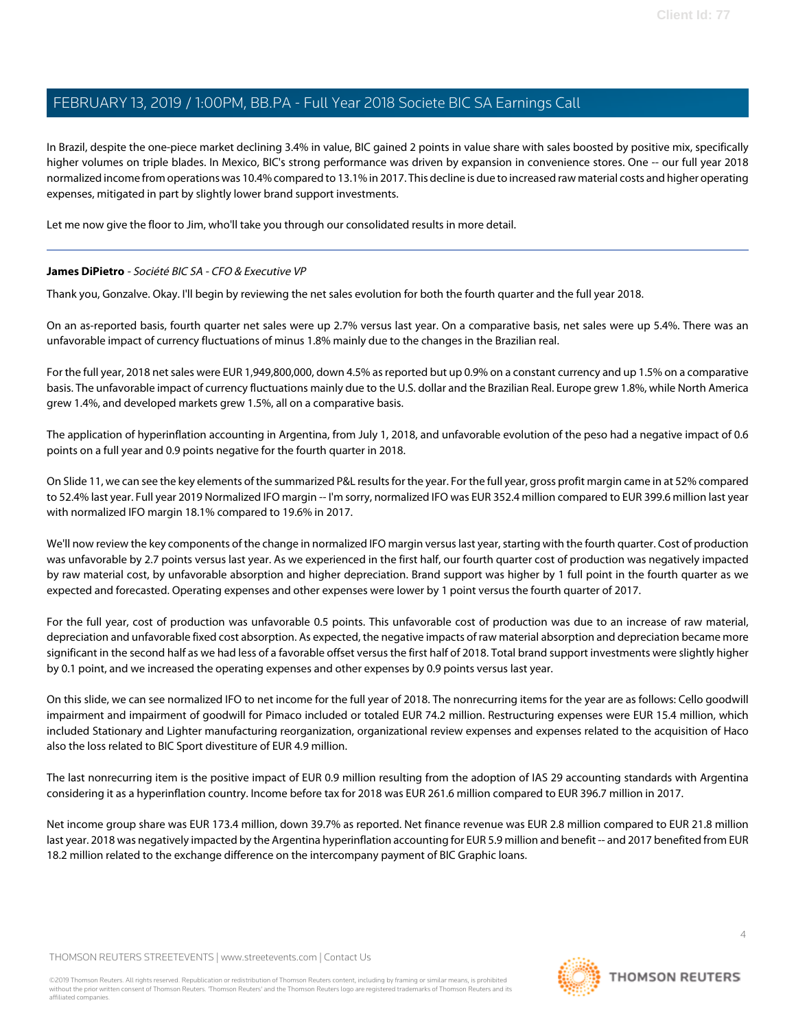In Brazil, despite the one-piece market declining 3.4% in value, BIC gained 2 points in value share with sales boosted by positive mix, specifically higher volumes on triple blades. In Mexico, BIC's strong performance was driven by expansion in convenience stores. One -- our full year 2018 normalized income from operations was 10.4% compared to 13.1% in 2017. This decline is due to increased raw material costs and higher operating expenses, mitigated in part by slightly lower brand support investments.

Let me now give the floor to Jim, who'll take you through our consolidated results in more detail.

---

**James DiPietro** - *Société BIC SA - CFO & Executive VP*

Thank you, Gonzalve. Okay. I'll begin by reviewing the net sales evolution for both the fourth quarter and the full year 2018.

On an as-reported basis, fourth quarter net sales were up 2.7% versus last year. On a comparative basis, net sales were up 5.4%. There was an unfavorable impact of currency fluctuations of minus 1.8% mainly due to the changes in the Brazilian real.

For the full year, 2018 net sales were EUR 1,949,800,000, down 4.5% as reported but up 0.9% on a constant currency and up 1.5% on a comparative basis. The unfavorable impact of currency fluctuations mainly due to the U.S. dollar and the Brazilian Real. Europe grew 1.8%, while North America grew 1.4%, and developed markets grew 1.5%, all on a comparative basis.

The application of hyperinflation accounting in Argentina, from July 1, 2018, and unfavorable evolution of the peso had a negative impact of 0.6 points on a full year and 0.9 points negative for the fourth quarter in 2018.

On Slide 11, we can see the key elements of the summarized P&L results for the year. For the full year, gross profit margin came in at 52% compared to 52.4% last year. Full year 2019 Normalized IFO margin -- I'm sorry, normalized IFO was EUR 352.4 million compared to EUR 399.6 million last year with normalized IFO margin 18.1% compared to 19.6% in 2017.

We'll now review the key components of the change in normalized IFO margin versus last year, starting with the fourth quarter. Cost of production was unfavorable by 2.7 points versus last year. As we experienced in the first half, our fourth quarter cost of production was negatively impacted by raw material cost, by unfavorable absorption and higher depreciation. Brand support was higher by 1 full point in the fourth quarter as we expected and forecasted. Operating expenses and other expenses were lower by 1 point versus the fourth quarter of 2017.

For the full year, cost of production was unfavorable 0.5 points. This unfavorable cost of production was due to an increase of raw material, depreciation and unfavorable fixed cost absorption. As expected, the negative impacts of raw material absorption and depreciation became more significant in the second half as we had less of a favorable offset versus the first half of 2018. Total brand support investments were slightly higher by 0.1 point, and we increased the operating expenses and other expenses by 0.9 points versus last year.

On this slide, we can see normalized IFO to net income for the full year of 2018. The nonrecurring items for the year are as follows: Cello goodwill impairment and impairment of goodwill for Pimaco included or totaled EUR 74.2 million. Restructuring expenses were EUR 15.4 million, which included Stationary and Lighter manufacturing reorganization, organizational review expenses and expenses related to the acquisition of Haco also the loss related to BIC Sport divestiture of EUR 4.9 million.

The last nonrecurring item is the positive impact of EUR 0.9 million resulting from the adoption of IAS 29 accounting standards with Argentina considering it as a hyperinflation country. Income before tax for 2018 was EUR 261.6 million compared to EUR 396.7 million in 2017.

Net income group share was EUR 173.4 million, down 39.7% as reported. Net finance revenue was EUR 2.8 million compared to EUR 21.8 million last year. 2018 was negatively impacted by the Argentina hyperinflation accounting for EUR 5.9 million and benefit -- and 2017 benefited from EUR 18.2 million related to the exchange difference on the intercompany payment of BIC Graphic loans.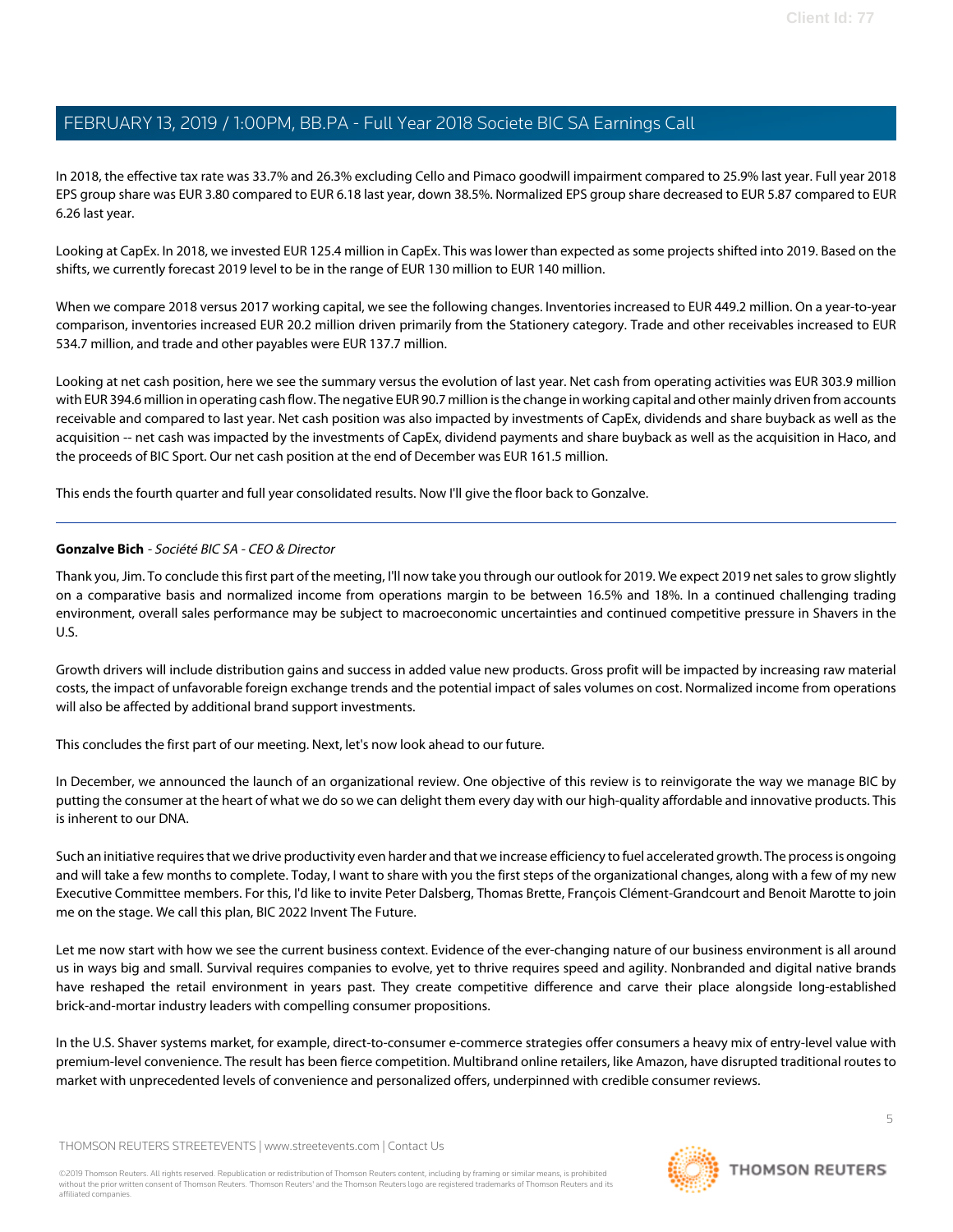In 2018, the effective tax rate was 33.7% and 26.3% excluding Cello and Pimaco goodwill impairment compared to 25.9% last year. Full year 2018 EPS group share was EUR 3.80 compared to EUR 6.18 last year, down 38.5%. Normalized EPS group share decreased to EUR 5.87 compared to EUR 6.26 last year.

Looking at CapEx. In 2018, we invested EUR 125.4 million in CapEx. This was lower than expected as some projects shifted into 2019. Based on the shifts, we currently forecast 2019 level to be in the range of EUR 130 million to EUR 140 million.

When we compare 2018 versus 2017 working capital, we see the following changes. Inventories increased to EUR 449.2 million. On a year-to-year comparison, inventories increased EUR 20.2 million driven primarily from the Stationery category. Trade and other receivables increased to EUR 534.7 million, and trade and other payables were EUR 137.7 million.

Looking at net cash position, here we see the summary versus the evolution of last year. Net cash from operating activities was EUR 303.9 million with EUR 394.6 million in operating cash flow. The negative EUR 90.7 million is the change in working capital and other mainly driven from accounts receivable and compared to last year. Net cash position was also impacted by investments of CapEx, dividends and share buyback as well as the acquisition -- net cash was impacted by the investments of CapEx, dividend payments and share buyback as well as the acquisition in Haco, and the proceeds of BIC Sport. Our net cash position at the end of December was EUR 161.5 million.

This ends the fourth quarter and full year consolidated results. Now I'll give the floor back to Gonzalve.

---

**Gonzalve Bich** - *Société BIC SA - CEO & Director*

Thank you, Jim. To conclude this first part of the meeting, I'll now take you through our outlook for 2019. We expect 2019 net sales to grow slightly on a comparative basis and normalized income from operations margin to be between 16.5% and 18%. In a continued challenging trading environment, overall sales performance may be subject to macroeconomic uncertainties and continued competitive pressure in Shavers in the U.S.

Growth drivers will include distribution gains and success in added value new products. Gross profit will be impacted by increasing raw material costs, the impact of unfavorable foreign exchange trends and the potential impact of sales volumes on cost. Normalized income from operations will also be affected by additional brand support investments.

This concludes the first part of our meeting. Next, let's now look ahead to our future.

In December, we announced the launch of an organizational review. One objective of this review is to reinvigorate the way we manage BIC by putting the consumer at the heart of what we do so we can delight them every day with our high-quality affordable and innovative products. This is inherent to our DNA.

Such an initiative requires that we drive productivity even harder and that we increase efficiency to fuel accelerated growth. The process is ongoing and will take a few months to complete. Today, I want to share with you the first steps of the organizational changes, along with a few of my new Executive Committee members. For this, I'd like to invite Peter Dalsberg, Thomas Brette, François Clément-Grandcourt and Benoit Marotte to join me on the stage. We call this plan, BIC 2022 Invent The Future.

Let me now start with how we see the current business context. Evidence of the ever-changing nature of our business environment is all around us in ways big and small. Survival requires companies to evolve, yet to thrive requires speed and agility. Nonbranded and digital native brands have reshaped the retail environment in years past. They create competitive difference and carve their place alongside long-established brick-and-mortar industry leaders with compelling consumer propositions.

In the U.S. Shaver systems market, for example, direct-to-consumer e-commerce strategies offer consumers a heavy mix of entry-level value with premium-level convenience. The result has been fierce competition. Multibrand online retailers, like Amazon, have disrupted traditional routes to market with unprecedented levels of convenience and personalized offers, underpinned with credible consumer reviews.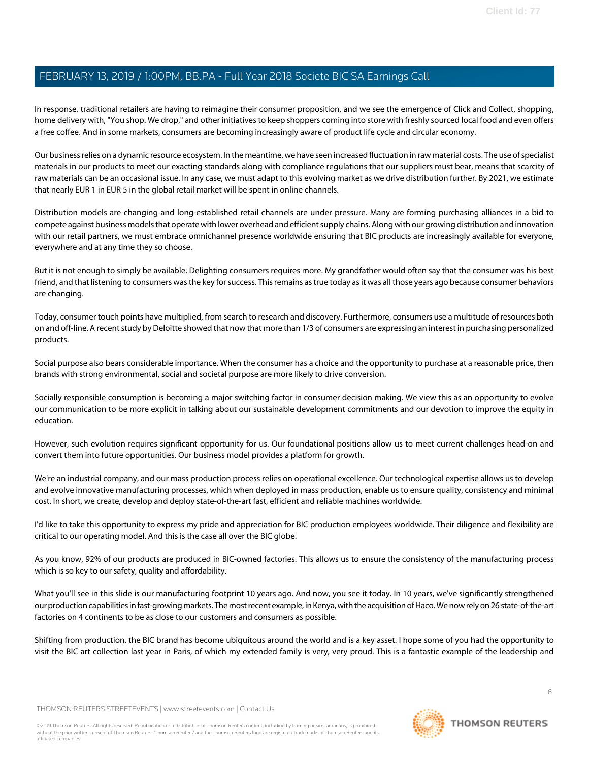In response, traditional retailers are having to reimagine their consumer proposition, and we see the emergence of Click and Collect, shopping, home delivery with, "You shop. We drop," and other initiatives to keep shoppers coming into store with freshly sourced local food and even offers a free coffee. And in some markets, consumers are becoming increasingly aware of product life cycle and circular economy.

Our business relies on a dynamic resource ecosystem. In the meantime, we have seen increased fluctuation in raw material costs. The use of specialist materials in our products to meet our exacting standards along with compliance regulations that our suppliers must bear, means that scarcity of raw materials can be an occasional issue. In any case, we must adapt to this evolving market as we drive distribution further. By 2021, we estimate that nearly EUR 1 in EUR 5 in the global retail market will be spent in online channels.

Distribution models are changing and long-established retail channels are under pressure. Many are forming purchasing alliances in a bid to compete against business models that operate with lower overhead and efficient supply chains. Along with our growing distribution and innovation with our retail partners, we must embrace omnichannel presence worldwide ensuring that BIC products are increasingly available for everyone, everywhere and at any time they so choose.

But it is not enough to simply be available. Delighting consumers requires more. My grandfather would often say that the consumer was his best friend, and that listening to consumers was the key for success. This remains as true today as it was all those years ago because consumer behaviors are changing.

Today, consumer touch points have multiplied, from search to research and discovery. Furthermore, consumers use a multitude of resources both on and off-line. A recent study by Deloitte showed that now that more than 1/3 of consumers are expressing an interest in purchasing personalized products.

Social purpose also bears considerable importance. When the consumer has a choice and the opportunity to purchase at a reasonable price, then brands with strong environmental, social and societal purpose are more likely to drive conversion.

Socially responsible consumption is becoming a major switching factor in consumer decision making. We view this as an opportunity to evolve our communication to be more explicit in talking about our sustainable development commitments and our devotion to improve the equity in education.

However, such evolution requires significant opportunity for us. Our foundational positions allow us to meet current challenges head-on and convert them into future opportunities. Our business model provides a platform for growth.

We're an industrial company, and our mass production process relies on operational excellence. Our technological expertise allows us to develop and evolve innovative manufacturing processes, which when deployed in mass production, enable us to ensure quality, consistency and minimal cost. In short, we create, develop and deploy state-of-the-art fast, efficient and reliable machines worldwide.

I'd like to take this opportunity to express my pride and appreciation for BIC production employees worldwide. Their diligence and flexibility are critical to our operating model. And this is the case all over the BIC globe.

As you know, 92% of our products are produced in BIC-owned factories. This allows us to ensure the consistency of the manufacturing process which is so key to our safety, quality and affordability.

What you'll see in this slide is our manufacturing footprint 10 years ago. And now, you see it today. In 10 years, we've significantly strengthened our production capabilities in fast-growing markets. The most recent example, in Kenya, with the acquisition of Haco. We now rely on 26 state-of-the-art factories on 4 continents to be as close to our customers and consumers as possible.

Shifting from production, the BIC brand has become ubiquitous around the world and is a key asset. I hope some of you had the opportunity to visit the BIC art collection last year in Paris, of which my extended family is very, very proud. This is a fantastic example of the leadership and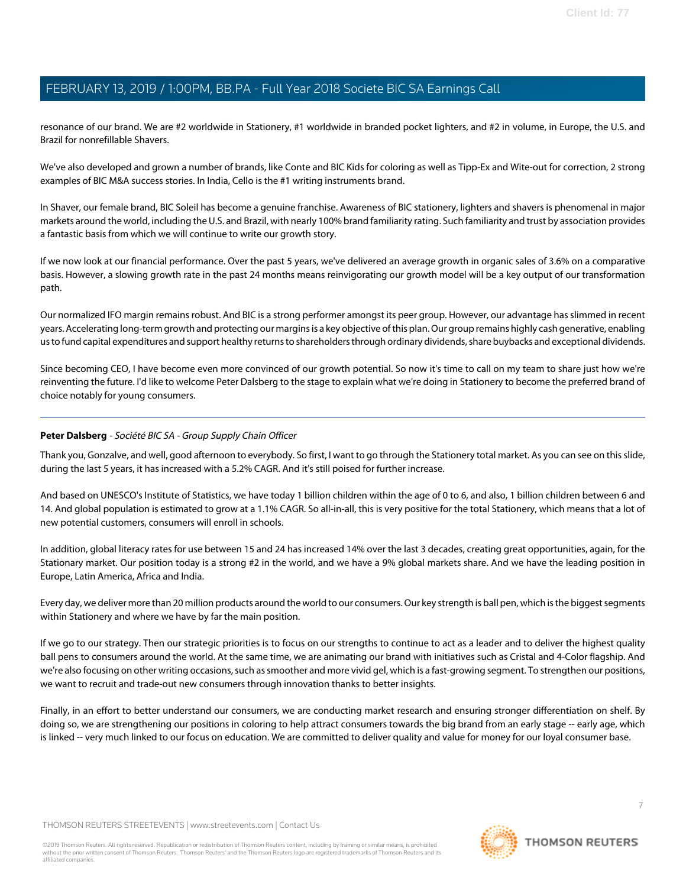resonance of our brand. We are #2 worldwide in Stationery, #1 worldwide in branded pocket lighters, and #2 in volume, in Europe, the U.S. and Brazil for nonrefillable Shavers.

We've also developed and grown a number of brands, like Conte and BIC Kids for coloring as well as Tipp-Ex and Wite-out for correction, 2 strong examples of BIC M&A success stories. In India, Cello is the #1 writing instruments brand.

In Shaver, our female brand, BIC Soleil has become a genuine franchise. Awareness of BIC stationery, lighters and shavers is phenomenal in major markets around the world, including the U.S. and Brazil, with nearly 100% brand familiarity rating. Such familiarity and trust by association provides a fantastic basis from which we will continue to write our growth story.

If we now look at our financial performance. Over the past 5 years, we've delivered an average growth in organic sales of 3.6% on a comparative basis. However, a slowing growth rate in the past 24 months means reinvigorating our growth model will be a key output of our transformation path.

Our normalized IFO margin remains robust. And BIC is a strong performer amongst its peer group. However, our advantage has slimmed in recent years. Accelerating long-term growth and protecting our margins is a key objective of this plan. Our group remains highly cash generative, enabling us to fund capital expenditures and support healthy returns to shareholders through ordinary dividends, share buybacks and exceptional dividends.

Since becoming CEO, I have become even more convinced of our growth potential. So now it's time to call on my team to share just how we're reinventing the future. I'd like to welcome Peter Dalsberg to the stage to explain what we're doing in Stationery to become the preferred brand of choice notably for young consumers.

---

**Peter Dalsberg** - *Société BIC SA - Group Supply Chain Officer*

Thank you, Gonzalve, and well, good afternoon to everybody. So first, I want to go through the Stationery total market. As you can see on this slide, during the last 5 years, it has increased with a 5.2% CAGR. And it's still poised for further increase.

And based on UNESCO's Institute of Statistics, we have today 1 billion children within the age of 0 to 6, and also, 1 billion children between 6 and 14. And global population is estimated to grow at a 1.1% CAGR. So all-in-all, this is very positive for the total Stationery, which means that a lot of new potential customers, consumers will enroll in schools.

In addition, global literacy rates for use between 15 and 24 has increased 14% over the last 3 decades, creating great opportunities, again, for the Stationary market. Our position today is a strong #2 in the world, and we have a 9% global markets share. And we have the leading position in Europe, Latin America, Africa and India.

Every day, we deliver more than 20 million products around the world to our consumers. Our key strength is ball pen, which is the biggest segments within Stationery and where we have by far the main position.

If we go to our strategy. Then our strategic priorities is to focus on our strengths to continue to act as a leader and to deliver the highest quality ball pens to consumers around the world. At the same time, we are animating our brand with initiatives such as Cristal and 4-Color flagship. And we're also focusing on other writing occasions, such as smoother and more vivid gel, which is a fast-growing segment. To strengthen our positions, we want to recruit and trade-out new consumers through innovation thanks to better insights.

Finally, in an effort to better understand our consumers, we are conducting market research and ensuring stronger differentiation on shelf. By doing so, we are strengthening our positions in coloring to help attract consumers towards the big brand from an early stage -- early age, which is linked -- very much linked to our focus on education. We are committed to deliver quality and value for money for our loyal consumer base.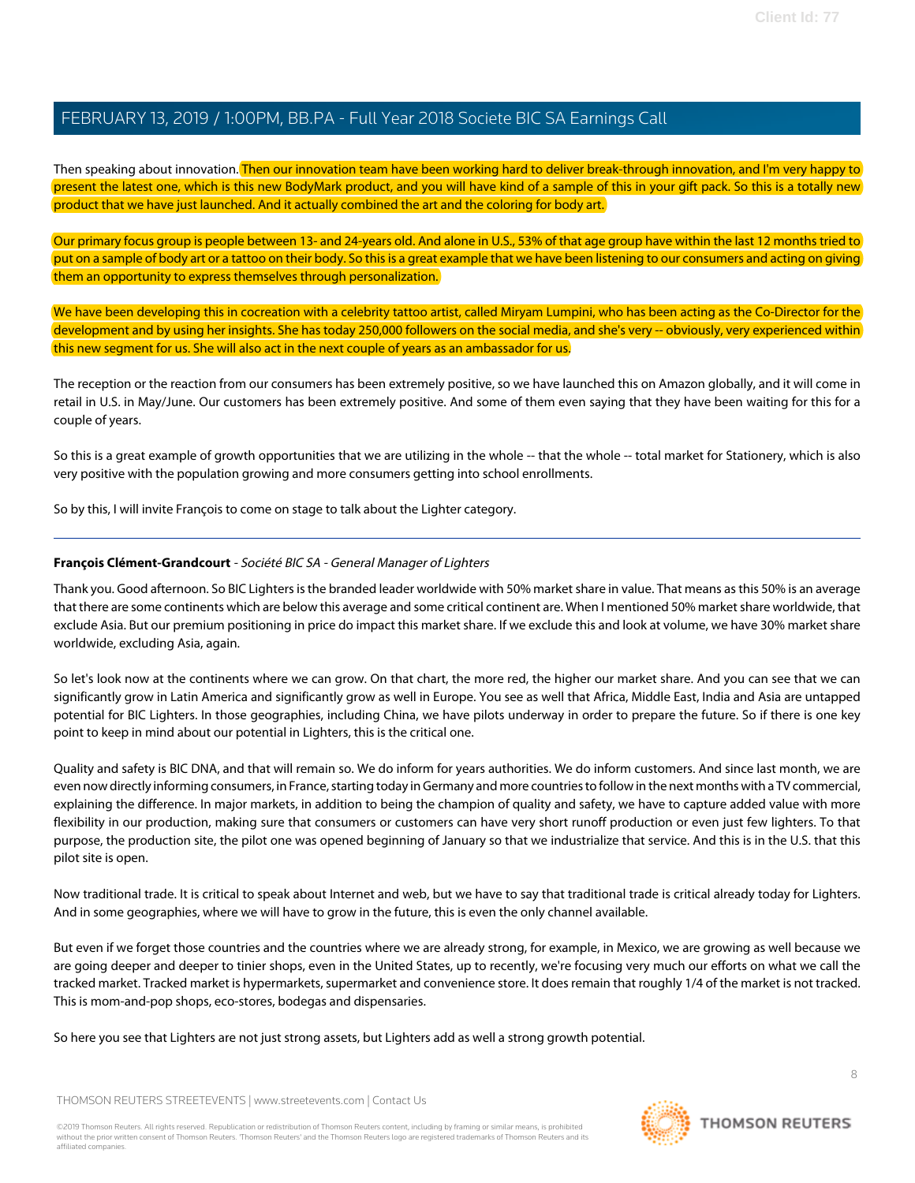Then speaking about innovation. Then our innovation team have been working hard to deliver break-through innovation, and I'm very happy to present the latest one, which is this new BodyMark product, and you will have kind of a sample of this in your gift pack. So this is a totally new product that we have just launched. And it actually combined the art and the coloring for body art.

Our primary focus group is people between 13- and 24-years old. And alone in U.S., 53% of that age group have within the last 12 months tried to put on a sample of body art or a tattoo on their body. So this is a great example that we have been listening to our consumers and acting on giving them an opportunity to express themselves through personalization.

We have been developing this in cocreation with a celebrity tattoo artist, called Miryam Lumpini, who has been acting as the Co-Director for the development and by using her insights. She has today 250,000 followers on the social media, and she's very -- obviously, very experienced within this new segment for us. She will also act in the next couple of years as an ambassador for us.

The reception or the reaction from our consumers has been extremely positive, so we have launched this on Amazon globally, and it will come in retail in U.S. in May/June. Our customers has been extremely positive. And some of them even saying that they have been waiting for this for a couple of years.

So this is a great example of growth opportunities that we are utilizing in the whole -- that the whole -- total market for Stationery, which is also very positive with the population growing and more consumers getting into school enrollments.

So by this, I will invite François to come on stage to talk about the Lighter category.

---

**François Clément-Grandcourt** - *Société BIC SA - General Manager of Lighters*

Thank you. Good afternoon. So BIC Lighters is the branded leader worldwide with 50% market share in value. That means as this 50% is an average that there are some continents which are below this average and some critical continent are. When I mentioned 50% market share worldwide, that exclude Asia. But our premium positioning in price do impact this market share. If we exclude this and look at volume, we have 30% market share worldwide, excluding Asia, again.

So let's look now at the continents where we can grow. On that chart, the more red, the higher our market share. And you can see that we can significantly grow in Latin America and significantly grow as well in Europe. You see as well that Africa, Middle East, India and Asia are untapped potential for BIC Lighters. In those geographies, including China, we have pilots underway in order to prepare the future. So if there is one key point to keep in mind about our potential in Lighters, this is the critical one.

Quality and safety is BIC DNA, and that will remain so. We do inform for years authorities. We do inform customers. And since last month, we are even now directly informing consumers, in France, starting today in Germany and more countries to follow in the next months with a TV commercial, explaining the difference. In major markets, in addition to being the champion of quality and safety, we have to capture added value with more flexibility in our production, making sure that consumers or customers can have very short runoff production or even just few lighters. To that purpose, the production site, the pilot one was opened beginning of January so that we industrialize that service. And this is in the U.S. that this pilot site is open.

Now traditional trade. It is critical to speak about Internet and web, but we have to say that traditional trade is critical already today for Lighters. And in some geographies, where we will have to grow in the future, this is even the only channel available.

But even if we forget those countries and the countries where we are already strong, for example, in Mexico, we are growing as well because we are going deeper and deeper to tinier shops, even in the United States, up to recently, we're focusing very much our efforts on what we call the tracked market. Tracked market is hypermarkets, supermarket and convenience store. It does remain that roughly 1/4 of the market is not tracked. This is mom-and-pop shops, eco-stores, bodegas and dispensaries.

So here you see that Lighters are not just strong assets, but Lighters add as well a strong growth potential.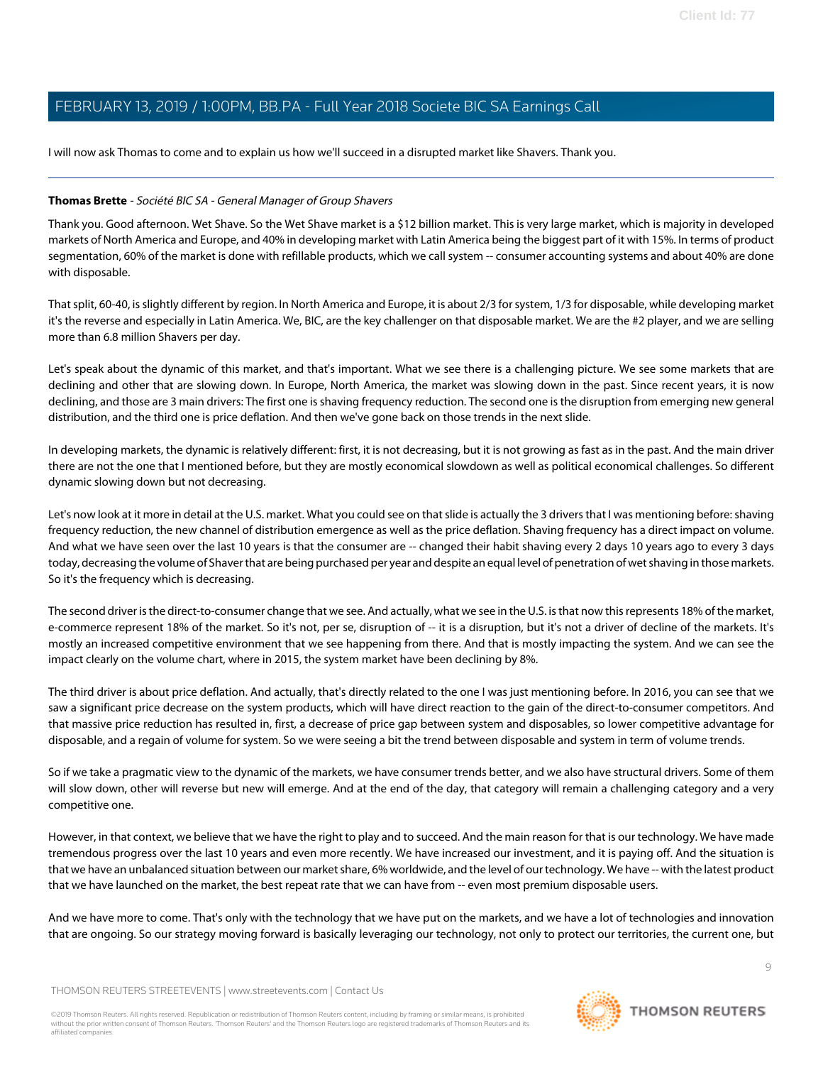I will now ask Thomas to come and to explain us how we'll succeed in a disrupted market like Shavers. Thank you.

---

**Thomas Brette** - *Société BIC SA - General Manager of Group Shavers*

Thank you. Good afternoon. Wet Shave. So the Wet Shave market is a $12 billion market. This is very large market, which is majority in developed markets of North America and Europe, and 40% in developing market with Latin America being the biggest part of it with 15%. In terms of product segmentation, 60% of the market is done with refillable products, which we call system -- consumer accounting systems and about 40% are done with disposable.

That split, 60-40, is slightly different by region. In North America and Europe, it is about 2/3 for system, 1/3 for disposable, while developing market it's the reverse and especially in Latin America. We, BIC, are the key challenger on that disposable market. We are the #2 player, and we are selling more than 6.8 million Shavers per day.

Let's speak about the dynamic of this market, and that's important. What we see there is a challenging picture. We see some markets that are declining and other that are slowing down. In Europe, North America, the market was slowing down in the past. Since recent years, it is now declining, and those are 3 main drivers: The first one is shaving frequency reduction. The second one is the disruption from emerging new general distribution, and the third one is price deflation. And then we've gone back on those trends in the next slide.

In developing markets, the dynamic is relatively different: first, it is not decreasing, but it is not growing as fast as in the past. And the main driver there are not the one that I mentioned before, but they are mostly economical slowdown as well as political economical challenges. So different dynamic slowing down but not decreasing.

Let's now look at it more in detail at the U.S. market. What you could see on that slide is actually the 3 drivers that I was mentioning before: shaving frequency reduction, the new channel of distribution emergence as well as the price deflation. Shaving frequency has a direct impact on volume. And what we have seen over the last 10 years is that the consumer are -- changed their habit shaving every 2 days 10 years ago to every 3 days today, decreasing the volume of Shaver that are being purchased per year and despite an equal level of penetration of wet shaving in those markets. So it's the frequency which is decreasing.

The second driver is the direct-to-consumer change that we see. And actually, what we see in the U.S. is that now this represents 18% of the market, e-commerce represent 18% of the market. So it's not, per se, disruption of -- it is a disruption, but it's not a driver of decline of the markets. It's mostly an increased competitive environment that we see happening from there. And that is mostly impacting the system. And we can see the impact clearly on the volume chart, where in 2015, the system market have been declining by 8%.

The third driver is about price deflation. And actually, that's directly related to the one I was just mentioning before. In 2016, you can see that we saw a significant price decrease on the system products, which will have direct reaction to the gain of the direct-to-consumer competitors. And that massive price reduction has resulted in, first, a decrease of price gap between system and disposables, so lower competitive advantage for disposable, and a regain of volume for system. So we were seeing a bit the trend between disposable and system in term of volume trends.

So if we take a pragmatic view to the dynamic of the markets, we have consumer trends better, and we also have structural drivers. Some of them will slow down, other will reverse but new will emerge. And at the end of the day, that category will remain a challenging category and a very competitive one.

However, in that context, we believe that we have the right to play and to succeed. And the main reason for that is our technology. We have made tremendous progress over the last 10 years and even more recently. We have increased our investment, and it is paying off. And the situation is that we have an unbalanced situation between our market share, 6% worldwide, and the level of our technology. We have -- with the latest product that we have launched on the market, the best repeat rate that we can have from -- even most premium disposable users.

And we have more to come. That's only with the technology that we have put on the markets, and we have a lot of technologies and innovation that are ongoing. So our strategy moving forward is basically leveraging our technology, not only to protect our territories, the current one, but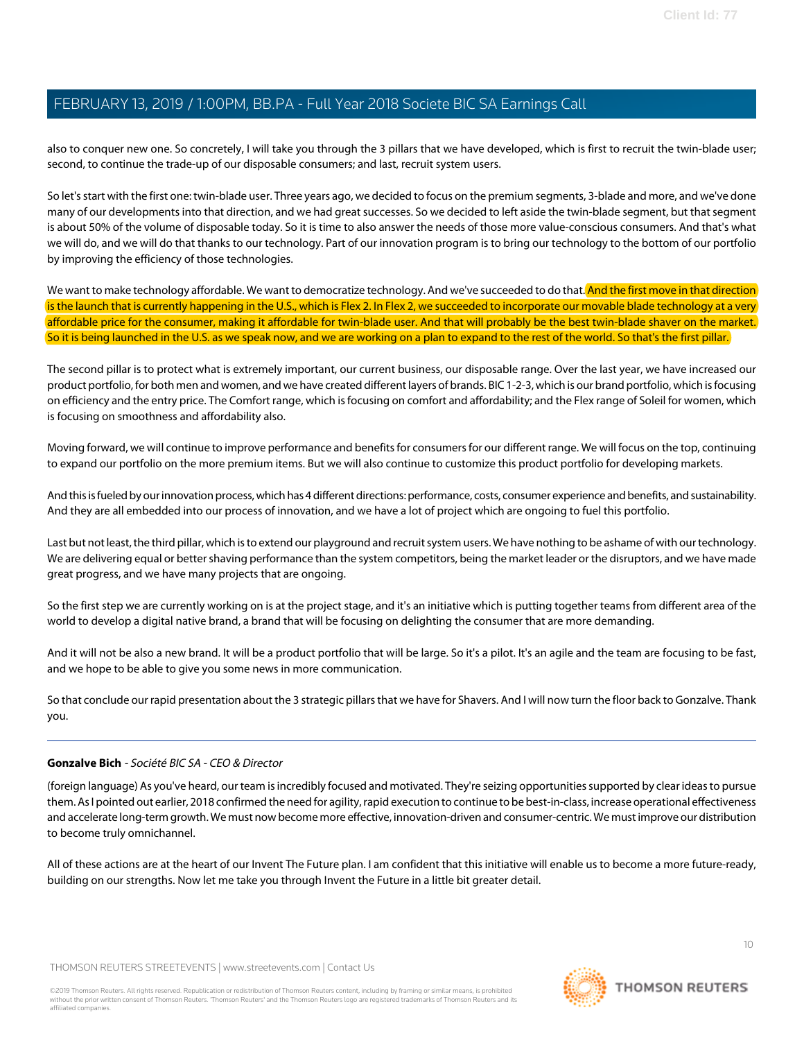also to conquer new one. So concretely, I will take you through the 3 pillars that we have developed, which is first to recruit the twin-blade user; second, to continue the trade-up of our disposable consumers; and last, recruit system users.

So let's start with the first one: twin-blade user. Three years ago, we decided to focus on the premium segments, 3-blade and more, and we've done many of our developments into that direction, and we had great successes. So we decided to left aside the twin-blade segment, but that segment is about 50% of the volume of disposable today. So it is time to also answer the needs of those more value-conscious consumers. And that's what we will do, and we will do that thanks to our technology. Part of our innovation program is to bring our technology to the bottom of our portfolio by improving the efficiency of those technologies.

We want to make technology affordable. We want to democratize technology. And we've succeeded to do that. And the first move in that direction is the launch that is currently happening in the U.S., which is Flex 2. In Flex 2, we succeeded to incorporate our movable blade technology at a very affordable price for the consumer, making it affordable for twin-blade user. And that will probably be the best twin-blade shaver on the market. So it is being launched in the U.S. as we speak now, and we are working on a plan to expand to the rest of the world. So that's the first pillar.

The second pillar is to protect what is extremely important, our current business, our disposable range. Over the last year, we have increased our product portfolio, for both men and women, and we have created different layers of brands. BIC 1-2-3, which is our brand portfolio, which is focusing on efficiency and the entry price. The Comfort range, which is focusing on comfort and affordability; and the Flex range of Soleil for women, which is focusing on smoothness and affordability also.

Moving forward, we will continue to improve performance and benefits for consumers for our different range. We will focus on the top, continuing to expand our portfolio on the more premium items. But we will also continue to customize this product portfolio for developing markets.

And this is fueled by our innovation process, which has 4 different directions: performance, costs, consumer experience and benefits, and sustainability. And they are all embedded into our process of innovation, and we have a lot of project which are ongoing to fuel this portfolio.

Last but not least, the third pillar, which is to extend our playground and recruit system users. We have nothing to be ashame of with our technology. We are delivering equal or better shaving performance than the system competitors, being the market leader or the disruptors, and we have made great progress, and we have many projects that are ongoing.

So the first step we are currently working on is at the project stage, and it's an initiative which is putting together teams from different area of the world to develop a digital native brand, a brand that will be focusing on delighting the consumer that are more demanding.

And it will not be also a new brand. It will be a product portfolio that will be large. So it's a pilot. It's an agile and the team are focusing to be fast, and we hope to be able to give you some news in more communication.

So that conclude our rapid presentation about the 3 strategic pillars that we have for Shavers. And I will now turn the floor back to Gonzalve. Thank you.

---

**Gonzalve Bich** - *Société BIC SA - CEO & Director*

(foreign language) As you've heard, our team is incredibly focused and motivated. They're seizing opportunities supported by clear ideas to pursue them. As I pointed out earlier, 2018 confirmed the need for agility, rapid execution to continue to be best-in-class, increase operational effectiveness and accelerate long-term growth. We must now become more effective, innovation-driven and consumer-centric. We must improve our distribution to become truly omnichannel.

All of these actions are at the heart of our Invent The Future plan. I am confident that this initiative will enable us to become a more future-ready, building on our strengths. Now let me take you through Invent the Future in a little bit greater detail.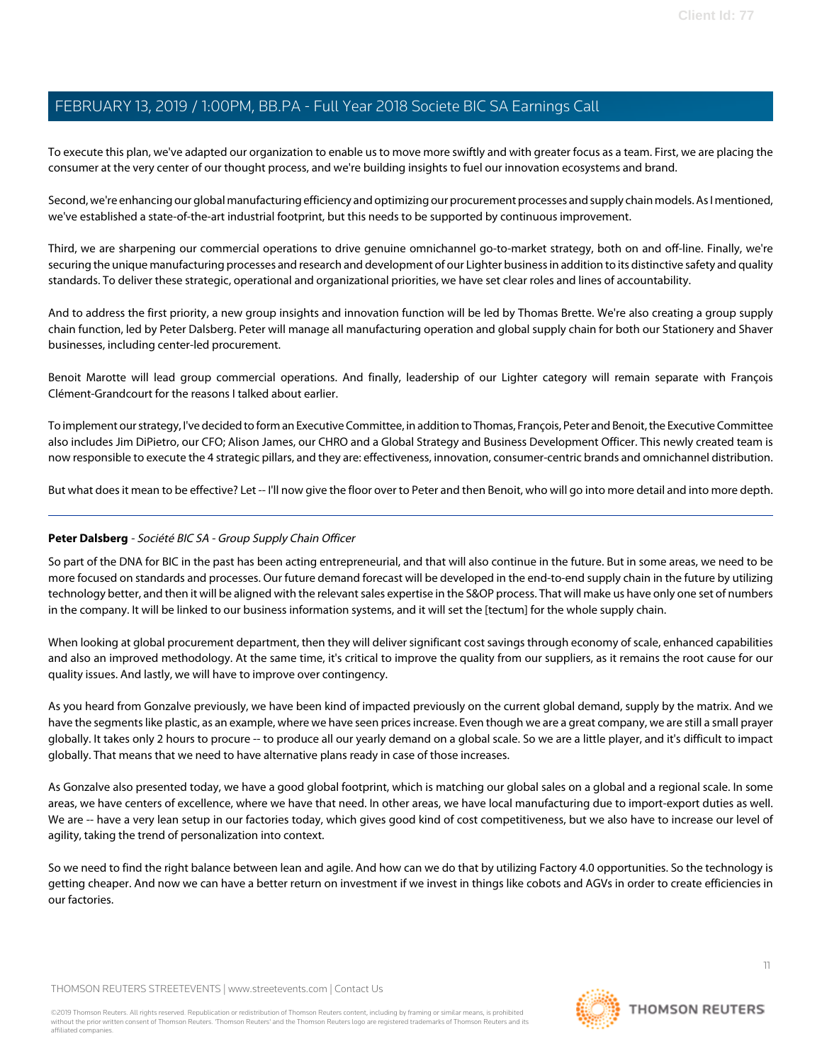To execute this plan, we've adapted our organization to enable us to move more swiftly and with greater focus as a team. First, we are placing the consumer at the very center of our thought process, and we're building insights to fuel our innovation ecosystems and brand.

Second, we're enhancing our global manufacturing efficiency and optimizing our procurement processes and supply chain models. As I mentioned, we've established a state-of-the-art industrial footprint, but this needs to be supported by continuous improvement.

Third, we are sharpening our commercial operations to drive genuine omnichannel go-to-market strategy, both on and off-line. Finally, we're securing the unique manufacturing processes and research and development of our Lighter business in addition to its distinctive safety and quality standards. To deliver these strategic, operational and organizational priorities, we have set clear roles and lines of accountability.

And to address the first priority, a new group insights and innovation function will be led by Thomas Brette. We're also creating a group supply chain function, led by Peter Dalsberg. Peter will manage all manufacturing operation and global supply chain for both our Stationery and Shaver businesses, including center-led procurement.

Benoit Marotte will lead group commercial operations. And finally, leadership of our Lighter category will remain separate with François Clément-Grandcourt for the reasons I talked about earlier.

To implement our strategy, I've decided to form an Executive Committee, in addition to Thomas, François, Peter and Benoit, the Executive Committee also includes Jim DiPietro, our CFO; Alison James, our CHRO and a Global Strategy and Business Development Officer. This newly created team is now responsible to execute the 4 strategic pillars, and they are: effectiveness, innovation, consumer-centric brands and omnichannel distribution.

But what does it mean to be effective? Let -- I'll now give the floor over to Peter and then Benoit, who will go into more detail and into more depth.

---

**Peter Dalsberg** - *Société BIC SA - Group Supply Chain Officer*

So part of the DNA for BIC in the past has been acting entrepreneurial, and that will also continue in the future. But in some areas, we need to be more focused on standards and processes. Our future demand forecast will be developed in the end-to-end supply chain in the future by utilizing technology better, and then it will be aligned with the relevant sales expertise in the S&OP process. That will make us have only one set of numbers in the company. It will be linked to our business information systems, and it will set the [tectum] for the whole supply chain.

When looking at global procurement department, then they will deliver significant cost savings through economy of scale, enhanced capabilities and also an improved methodology. At the same time, it's critical to improve the quality from our suppliers, as it remains the root cause for our quality issues. And lastly, we will have to improve over contingency.

As you heard from Gonzalve previously, we have been kind of impacted previously on the current global demand, supply by the matrix. And we have the segments like plastic, as an example, where we have seen prices increase. Even though we are a great company, we are still a small prayer globally. It takes only 2 hours to procure -- to produce all our yearly demand on a global scale. So we are a little player, and it's difficult to impact globally. That means that we need to have alternative plans ready in case of those increases.

As Gonzalve also presented today, we have a good global footprint, which is matching our global sales on a global and a regional scale. In some areas, we have centers of excellence, where we have that need. In other areas, we have local manufacturing due to import-export duties as well. We are -- have a very lean setup in our factories today, which gives good kind of cost competitiveness, but we also have to increase our level of agility, taking the trend of personalization into context.

So we need to find the right balance between lean and agile. And how can we do that by utilizing Factory 4.0 opportunities. So the technology is getting cheaper. And now we can have a better return on investment if we invest in things like cobots and AGVs in order to create efficiencies in our factories.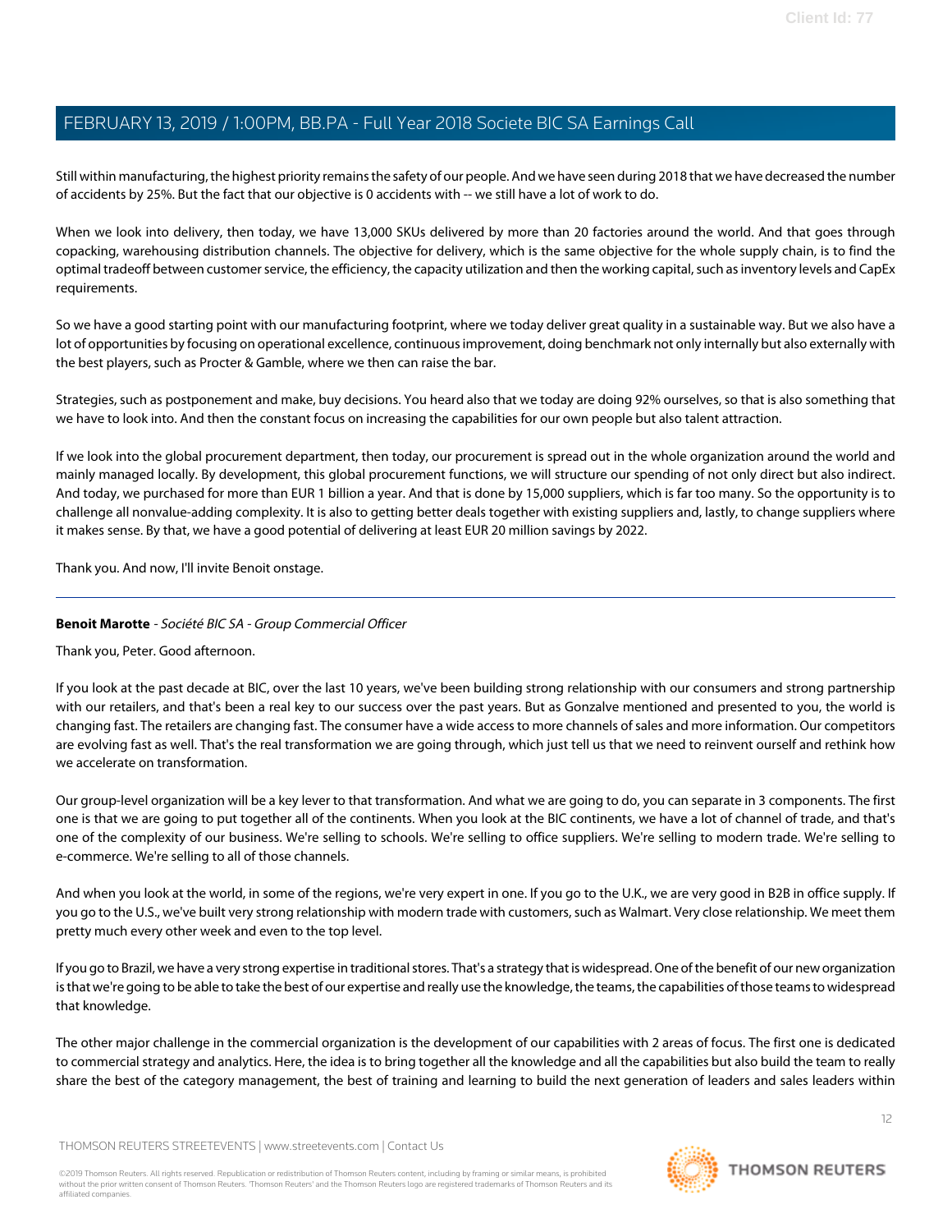Still within manufacturing, the highest priority remains the safety of our people. And we have seen during 2018 that we have decreased the number of accidents by 25%. But the fact that our objective is 0 accidents with -- we still have a lot of work to do.

When we look into delivery, then today, we have 13,000 SKUs delivered by more than 20 factories around the world. And that goes through copacking, warehousing distribution channels. The objective for delivery, which is the same objective for the whole supply chain, is to find the optimal tradeoff between customer service, the efficiency, the capacity utilization and then the working capital, such as inventory levels and CapEx requirements.

So we have a good starting point with our manufacturing footprint, where we today deliver great quality in a sustainable way. But we also have a lot of opportunities by focusing on operational excellence, continuous improvement, doing benchmark not only internally but also externally with the best players, such as Procter & Gamble, where we then can raise the bar.

Strategies, such as postponement and make, buy decisions. You heard also that we today are doing 92% ourselves, so that is also something that we have to look into. And then the constant focus on increasing the capabilities for our own people but also talent attraction.

If we look into the global procurement department, then today, our procurement is spread out in the whole organization around the world and mainly managed locally. By development, this global procurement functions, we will structure our spending of not only direct but also indirect. And today, we purchased for more than EUR 1 billion a year. And that is done by 15,000 suppliers, which is far too many. So the opportunity is to challenge all nonvalue-adding complexity. It is also to getting better deals together with existing suppliers and, lastly, to change suppliers where it makes sense. By that, we have a good potential of delivering at least EUR 20 million savings by 2022.

Thank you. And now, I'll invite Benoit onstage.

---

**Benoit Marotte** - *Société BIC SA - Group Commercial Officer*

Thank you, Peter. Good afternoon.

If you look at the past decade at BIC, over the last 10 years, we've been building strong relationship with our consumers and strong partnership with our retailers, and that's been a real key to our success over the past years. But as Gonzalve mentioned and presented to you, the world is changing fast. The retailers are changing fast. The consumer have a wide access to more channels of sales and more information. Our competitors are evolving fast as well. That's the real transformation we are going through, which just tell us that we need to reinvent ourself and rethink how we accelerate on transformation.

Our group-level organization will be a key lever to that transformation. And what we are going to do, you can separate in 3 components. The first one is that we are going to put together all of the continents. When you look at the BIC continents, we have a lot of channel of trade, and that's one of the complexity of our business. We're selling to schools. We're selling to office suppliers. We're selling to modern trade. We're selling to e-commerce. We're selling to all of those channels.

And when you look at the world, in some of the regions, we're very expert in one. If you go to the U.K., we are very good in B2B in office supply. If you go to the U.S., we've built very strong relationship with modern trade with customers, such as Walmart. Very close relationship. We meet them pretty much every other week and even to the top level.

If you go to Brazil, we have a very strong expertise in traditional stores. That's a strategy that is widespread. One of the benefit of our new organization is that we're going to be able to take the best of our expertise and really use the knowledge, the teams, the capabilities of those teams to widespread that knowledge.

The other major challenge in the commercial organization is the development of our capabilities with 2 areas of focus. The first one is dedicated to commercial strategy and analytics. Here, the idea is to bring together all the knowledge and all the capabilities but also build the team to really share the best of the category management, the best of training and learning to build the next generation of leaders and sales leaders within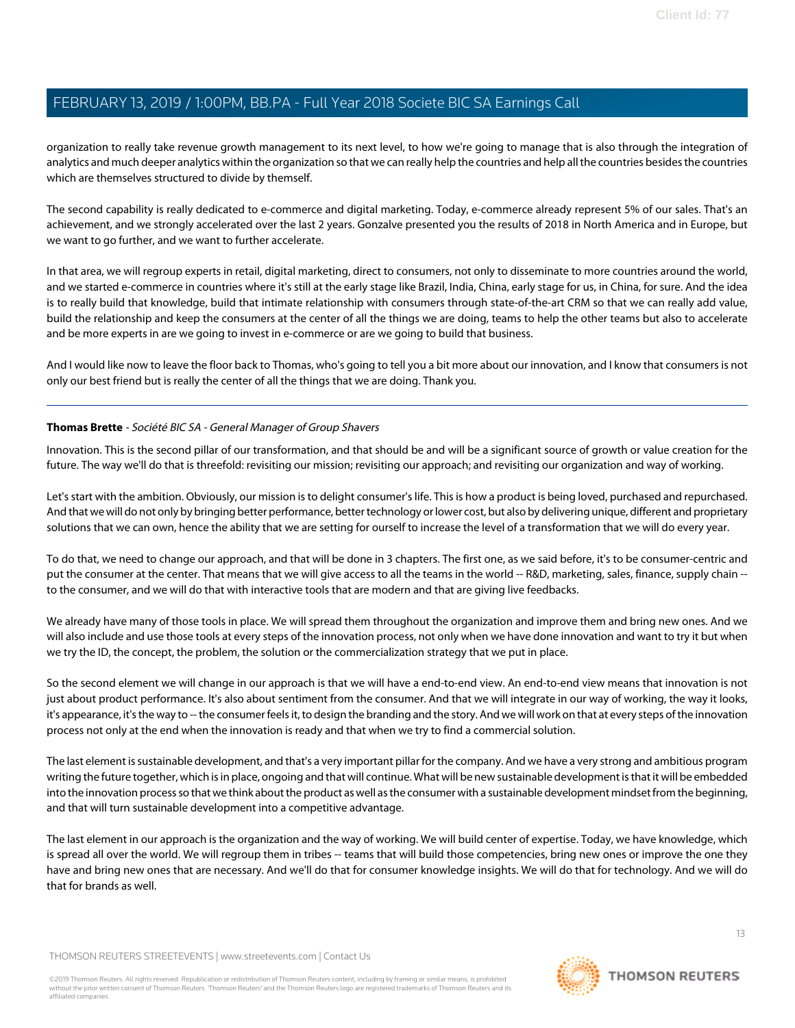organization to really take revenue growth management to its next level, to how we're going to manage that is also through the integration of analytics and much deeper analytics within the organization so that we can really help the countries and help all the countries besides the countries which are themselves structured to divide by themself.

The second capability is really dedicated to e-commerce and digital marketing. Today, e-commerce already represent 5% of our sales. That's an achievement, and we strongly accelerated over the last 2 years. Gonzalve presented you the results of 2018 in North America and in Europe, but we want to go further, and we want to further accelerate.

In that area, we will regroup experts in retail, digital marketing, direct to consumers, not only to disseminate to more countries around the world, and we started e-commerce in countries where it's still at the early stage like Brazil, India, China, early stage for us, in China, for sure. And the idea is to really build that knowledge, build that intimate relationship with consumers through state-of-the-art CRM so that we can really add value, build the relationship and keep the consumers at the center of all the things we are doing, teams to help the other teams but also to accelerate and be more experts in are we going to invest in e-commerce or are we going to build that business.

And I would like now to leave the floor back to Thomas, who's going to tell you a bit more about our innovation, and I know that consumers is not only our best friend but is really the center of all the things that we are doing. Thank you.

---

**Thomas Brette** - *Société BIC SA - General Manager of Group Shavers*

Innovation. This is the second pillar of our transformation, and that should be and will be a significant source of growth or value creation for the future. The way we'll do that is threefold: revisiting our mission; revisiting our approach; and revisiting our organization and way of working.

Let's start with the ambition. Obviously, our mission is to delight consumer's life. This is how a product is being loved, purchased and repurchased. And that we will do not only by bringing better performance, better technology or lower cost, but also by delivering unique, different and proprietary solutions that we can own, hence the ability that we are setting for ourself to increase the level of a transformation that we will do every year.

To do that, we need to change our approach, and that will be done in 3 chapters. The first one, as we said before, it's to be consumer-centric and put the consumer at the center. That means that we will give access to all the teams in the world -- R&D, marketing, sales, finance, supply chain -- to the consumer, and we will do that with interactive tools that are modern and that are giving live feedbacks.

We already have many of those tools in place. We will spread them throughout the organization and improve them and bring new ones. And we will also include and use those tools at every steps of the innovation process, not only when we have done innovation and want to try it but when we try the ID, the concept, the problem, the solution or the commercialization strategy that we put in place.

So the second element we will change in our approach is that we will have a end-to-end view. An end-to-end view means that innovation is not just about product performance. It's also about sentiment from the consumer. And that we will integrate in our way of working, the way it looks, it's appearance, it's the way to -- the consumer feels it, to design the branding and the story. And we will work on that at every steps of the innovation process not only at the end when the innovation is ready and that when we try to find a commercial solution.

The last element is sustainable development, and that's a very important pillar for the company. And we have a very strong and ambitious program writing the future together, which is in place, ongoing and that will continue. What will be new sustainable development is that it will be embedded into the innovation process so that we think about the product as well as the consumer with a sustainable development mindset from the beginning, and that will turn sustainable development into a competitive advantage.

The last element in our approach is the organization and the way of working. We will build center of expertise. Today, we have knowledge, which is spread all over the world. We will regroup them in tribes -- teams that will build those competencies, bring new ones or improve the one they have and bring new ones that are necessary. And we'll do that for consumer knowledge insights. We will do that for technology. And we will do that for brands as well.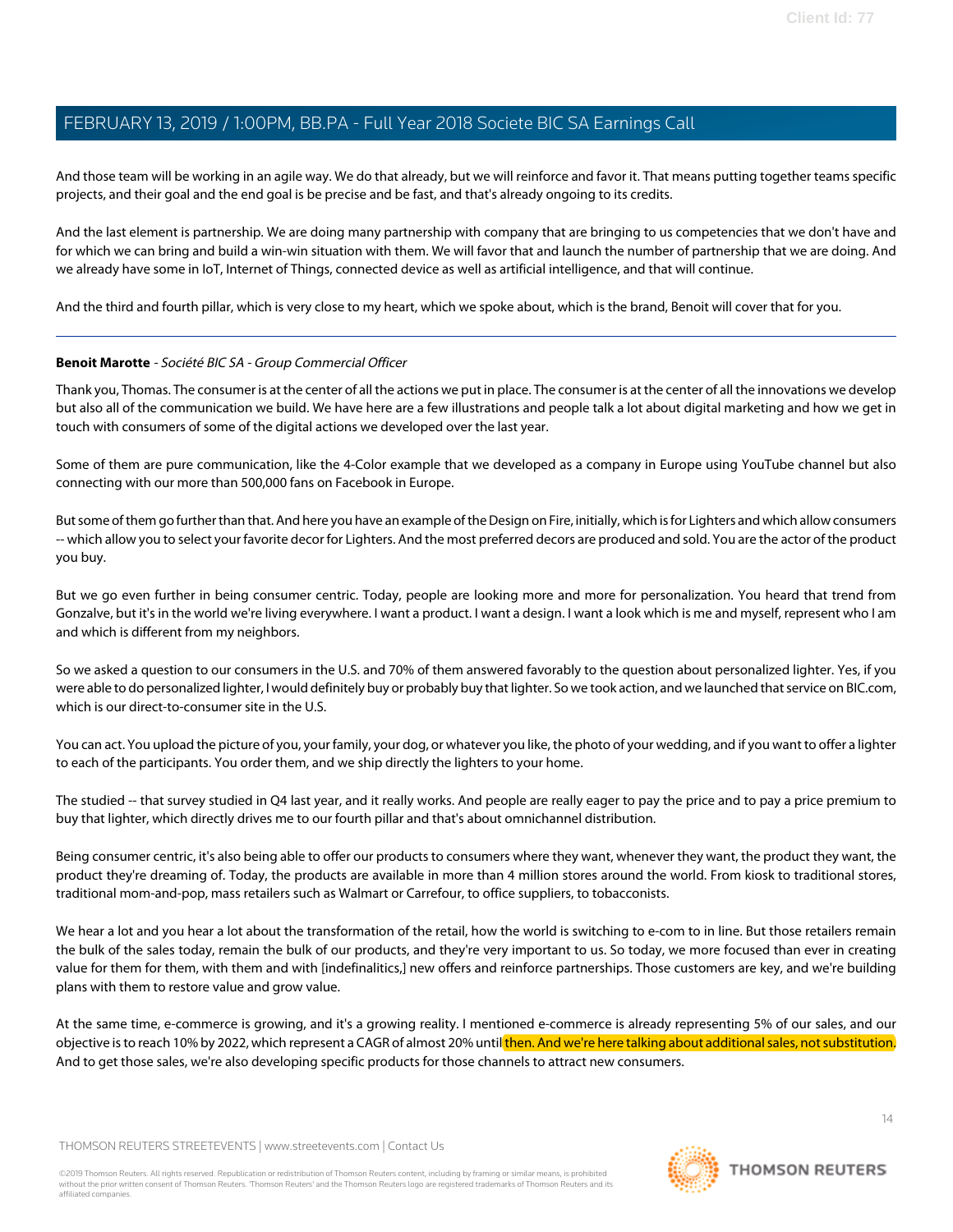And those team will be working in an agile way. We do that already, but we will reinforce and favor it. That means putting together teams specific projects, and their goal and the end goal is be precise and be fast, and that's already ongoing to its credits.

And the last element is partnership. We are doing many partnership with company that are bringing to us competencies that we don't have and for which we can bring and build a win-win situation with them. We will favor that and launch the number of partnership that we are doing. And we already have some in IoT, Internet of Things, connected device as well as artificial intelligence, and that will continue.

And the third and fourth pillar, which is very close to my heart, which we spoke about, which is the brand, Benoit will cover that for you.

---

**Benoit Marotte** - *Société BIC SA - Group Commercial Officer*

Thank you, Thomas. The consumer is at the center of all the actions we put in place. The consumer is at the center of all the innovations we develop but also all of the communication we build. We have here are a few illustrations and people talk a lot about digital marketing and how we get in touch with consumers of some of the digital actions we developed over the last year.

Some of them are pure communication, like the 4-Color example that we developed as a company in Europe using YouTube channel but also connecting with our more than 500,000 fans on Facebook in Europe.

But some of them go further than that. And here you have an example of the Design on Fire, initially, which is for Lighters and which allow consumers -- which allow you to select your favorite decor for Lighters. And the most preferred decors are produced and sold. You are the actor of the product you buy.

But we go even further in being consumer centric. Today, people are looking more and more for personalization. You heard that trend from Gonzalve, but it's in the world we're living everywhere. I want a product. I want a design. I want a look which is me and myself, represent who I am and which is different from my neighbors.

So we asked a question to our consumers in the U.S. and 70% of them answered favorably to the question about personalized lighter. Yes, if you were able to do personalized lighter, I would definitely buy or probably buy that lighter. So we took action, and we launched that service on BIC.com, which is our direct-to-consumer site in the U.S.

You can act. You upload the picture of you, your family, your dog, or whatever you like, the photo of your wedding, and if you want to offer a lighter to each of the participants. You order them, and we ship directly the lighters to your home.

The studied -- that survey studied in Q4 last year, and it really works. And people are really eager to pay the price and to pay a price premium to buy that lighter, which directly drives me to our fourth pillar and that's about omnichannel distribution.

Being consumer centric, it's also being able to offer our products to consumers where they want, whenever they want, the product they want, the product they're dreaming of. Today, the products are available in more than 4 million stores around the world. From kiosk to traditional stores, traditional mom-and-pop, mass retailers such as Walmart or Carrefour, to office suppliers, to tobacconists.

We hear a lot and you hear a lot about the transformation of the retail, how the world is switching to e-com to in line. But those retailers remain the bulk of the sales today, remain the bulk of our products, and they're very important to us. So today, we more focused than ever in creating value for them for them, with them and with [indefinalitics,] new offers and reinforce partnerships. Those customers are key, and we're building plans with them to restore value and grow value.

At the same time, e-commerce is growing, and it's a growing reality. I mentioned e-commerce is already representing 5% of our sales, and our objective is to reach 10% by 2022, which represent a CAGR of almost 20% until then. And we're here talking about additional sales, not substitution. And to get those sales, we're also developing specific products for those channels to attract new consumers.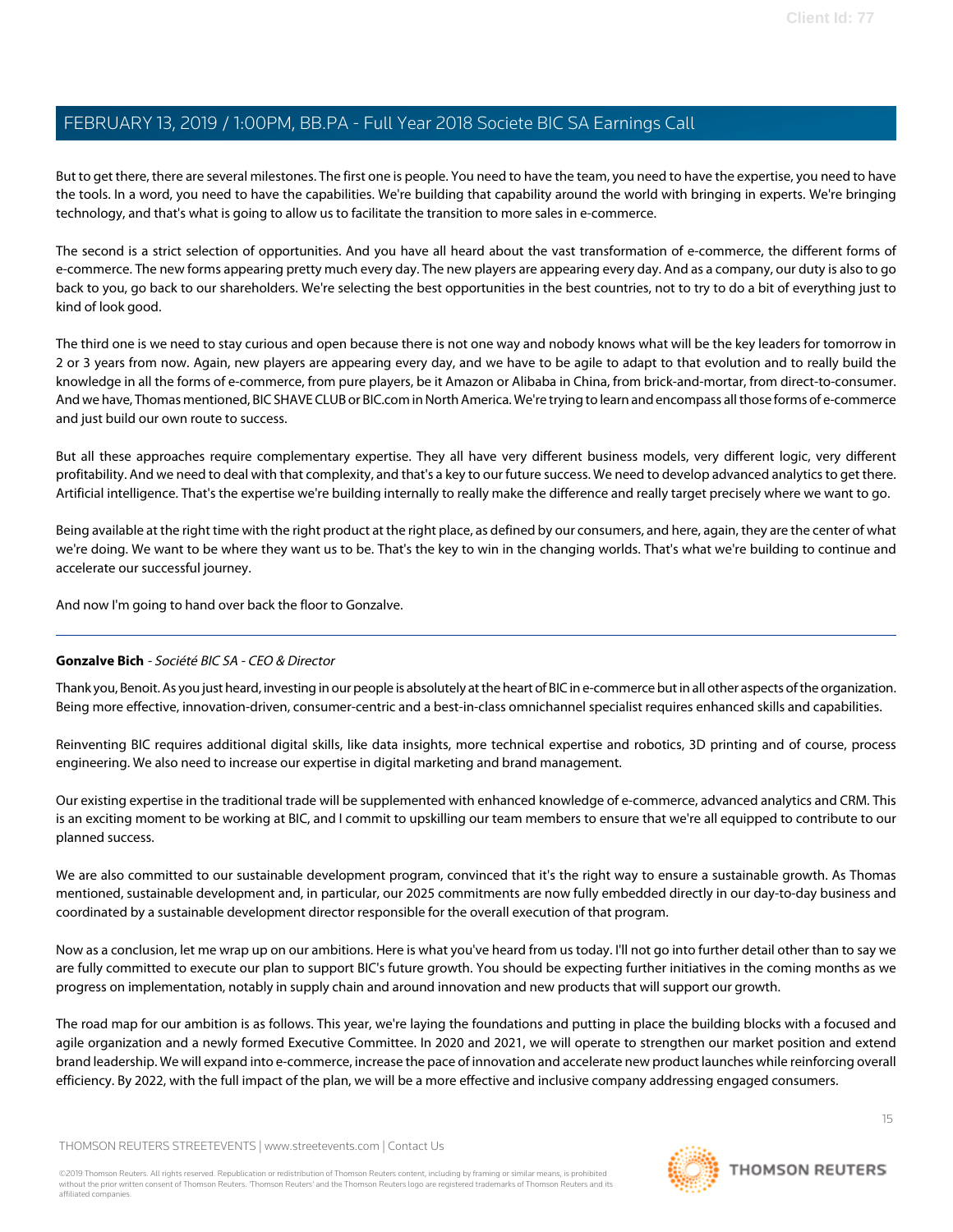But to get there, there are several milestones. The first one is people. You need to have the team, you need to have the expertise, you need to have the tools. In a word, you need to have the capabilities. We're building that capability around the world with bringing in experts. We're bringing technology, and that's what is going to allow us to facilitate the transition to more sales in e-commerce.

The second is a strict selection of opportunities. And you have all heard about the vast transformation of e-commerce, the different forms of e-commerce. The new forms appearing pretty much every day. The new players are appearing every day. And as a company, our duty is also to go back to you, go back to our shareholders. We're selecting the best opportunities in the best countries, not to try to do a bit of everything just to kind of look good.

The third one is we need to stay curious and open because there is not one way and nobody knows what will be the key leaders for tomorrow in 2 or 3 years from now. Again, new players are appearing every day, and we have to be agile to adapt to that evolution and to really build the knowledge in all the forms of e-commerce, from pure players, be it Amazon or Alibaba in China, from brick-and-mortar, from direct-to-consumer. And we have, Thomas mentioned, BIC SHAVE CLUB or BIC.com in North America. We're trying to learn and encompass all those forms of e-commerce and just build our own route to success.

But all these approaches require complementary expertise. They all have very different business models, very different logic, very different profitability. And we need to deal with that complexity, and that's a key to our future success. We need to develop advanced analytics to get there. Artificial intelligence. That's the expertise we're building internally to really make the difference and really target precisely where we want to go.

Being available at the right time with the right product at the right place, as defined by our consumers, and here, again, they are the center of what we're doing. We want to be where they want us to be. That's the key to win in the changing worlds. That's what we're building to continue and accelerate our successful journey.

And now I'm going to hand over back the floor to Gonzalve.

---

**Gonzalve Bich** - *Société BIC SA - CEO & Director*

Thank you, Benoit. As you just heard, investing in our people is absolutely at the heart of BIC in e-commerce but in all other aspects of the organization. Being more effective, innovation-driven, consumer-centric and a best-in-class omnichannel specialist requires enhanced skills and capabilities.

Reinventing BIC requires additional digital skills, like data insights, more technical expertise and robotics, 3D printing and of course, process engineering. We also need to increase our expertise in digital marketing and brand management.

Our existing expertise in the traditional trade will be supplemented with enhanced knowledge of e-commerce, advanced analytics and CRM. This is an exciting moment to be working at BIC, and I commit to upskilling our team members to ensure that we're all equipped to contribute to our planned success.

We are also committed to our sustainable development program, convinced that it's the right way to ensure a sustainable growth. As Thomas mentioned, sustainable development and, in particular, our 2025 commitments are now fully embedded directly in our day-to-day business and coordinated by a sustainable development director responsible for the overall execution of that program.

Now as a conclusion, let me wrap up on our ambitions. Here is what you've heard from us today. I'll not go into further detail other than to say we are fully committed to execute our plan to support BIC's future growth. You should be expecting further initiatives in the coming months as we progress on implementation, notably in supply chain and around innovation and new products that will support our growth.

The road map for our ambition is as follows. This year, we're laying the foundations and putting in place the building blocks with a focused and agile organization and a newly formed Executive Committee. In 2020 and 2021, we will operate to strengthen our market position and extend brand leadership. We will expand into e-commerce, increase the pace of innovation and accelerate new product launches while reinforcing overall efficiency. By 2022, with the full impact of the plan, we will be a more effective and inclusive company addressing engaged consumers.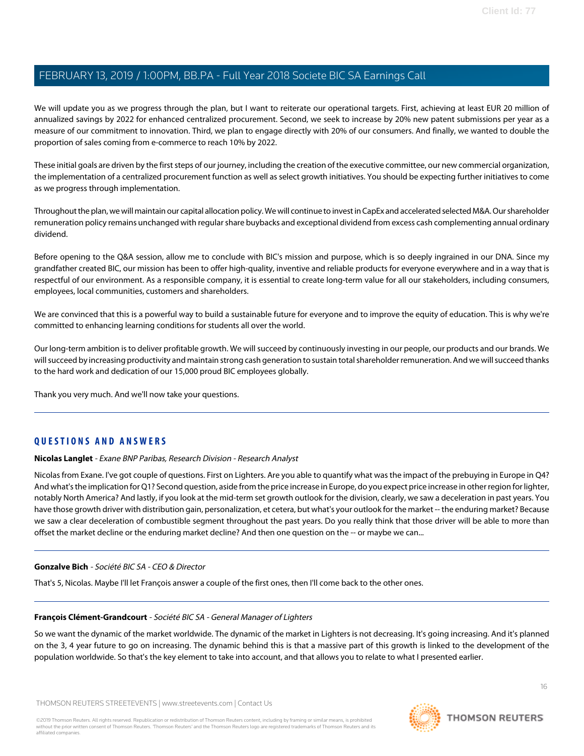We will update you as we progress through the plan, but I want to reiterate our operational targets. First, achieving at least EUR 20 million of annualized savings by 2022 for enhanced centralized procurement. Second, we seek to increase by 20% new patent submissions per year as a measure of our commitment to innovation. Third, we plan to engage directly with 20% of our consumers. And finally, we wanted to double the proportion of sales coming from e-commerce to reach 10% by 2022.

These initial goals are driven by the first steps of our journey, including the creation of the executive committee, our new commercial organization, the implementation of a centralized procurement function as well as select growth initiatives. You should be expecting further initiatives to come as we progress through implementation.

Throughout the plan, we will maintain our capital allocation policy. We will continue to invest in CapEx and accelerated selected M&A. Our shareholder remuneration policy remains unchanged with regular share buybacks and exceptional dividend from excess cash complementing annual ordinary dividend.

Before opening to the Q&A session, allow me to conclude with BIC's mission and purpose, which is so deeply ingrained in our DNA. Since my grandfather created BIC, our mission has been to offer high-quality, inventive and reliable products for everyone everywhere and in a way that is respectful of our environment. As a responsible company, it is essential to create long-term value for all our stakeholders, including consumers, employees, local communities, customers and shareholders.

We are convinced that this is a powerful way to build a sustainable future for everyone and to improve the equity of education. This is why we're committed to enhancing learning conditions for students all over the world.

Our long-term ambition is to deliver profitable growth. We will succeed by continuously investing in our people, our products and our brands. We will succeed by increasing productivity and maintain strong cash generation to sustain total shareholder remuneration. And we will succeed thanks to the hard work and dedication of our 15,000 proud BIC employees globally.

Thank you very much. And we'll now take your questions.

## QUESTIONS AND ANSWERS

**Nicolas Langlet** - *Exane BNP Paribas, Research Division - Research Analyst*

Nicolas from Exane. I've got couple of questions. First on Lighters. Are you able to quantify what was the impact of the prebuying in Europe in Q4? And what's the implication for Q1? Second question, aside from the price increase in Europe, do you expect price increase in other region for lighter, notably North America? And lastly, if you look at the mid-term set growth outlook for the division, clearly, we saw a deceleration in past years. You have those growth driver with distribution gain, personalization, et cetera, but what's your outlook for the market -- the enduring market? Because we saw a clear deceleration of combustible segment throughout the past years. Do you really think that those driver will be able to more than offset the market decline or the enduring market decline? And then one question on the -- or maybe we can...

**Gonzalve Bich** - *Société BIC SA - CEO & Director*

That's 5, Nicolas. Maybe I'll let François answer a couple of the first ones, then I'll come back to the other ones.

**François Clément-Grandcourt** - *Société BIC SA - General Manager of Lighters*

So we want the dynamic of the market worldwide. The dynamic of the market in Lighters is not decreasing. It's going increasing. And it's planned on the 3, 4 year future to go on increasing. The dynamic behind this is that a massive part of this growth is linked to the development of the population worldwide. So that's the key element to take into account, and that allows you to relate to what I presented earlier.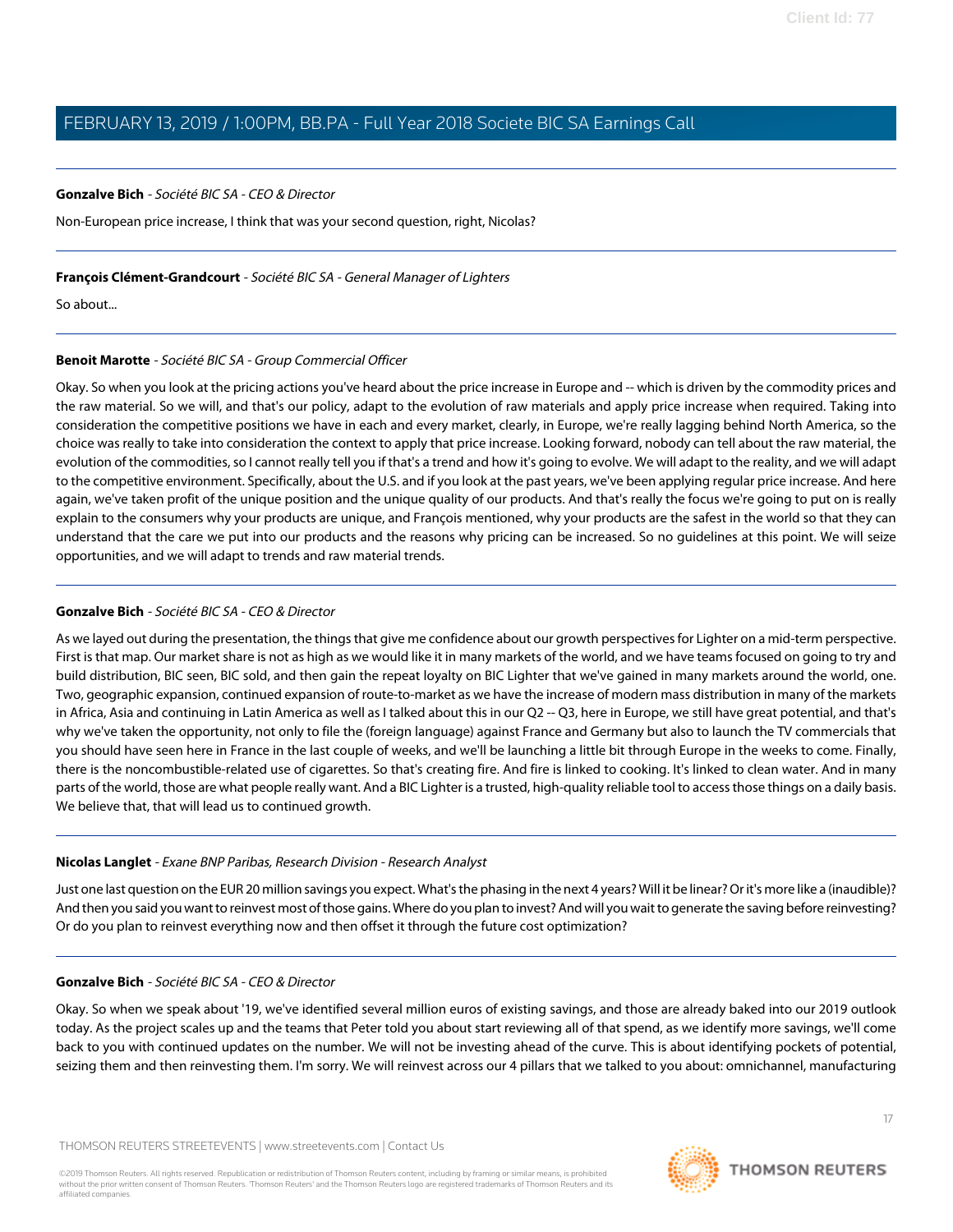**Gonzalve Bich** - *Société BIC SA - CEO & Director*

Non-European price increase, I think that was your second question, right, Nicolas?

---

**François Clément-Grandcourt** - *Société BIC SA - General Manager of Lighters*

So about...

---

**Benoit Marotte** - *Société BIC SA - Group Commercial Officer*

Okay. So when you look at the pricing actions you've heard about the price increase in Europe and -- which is driven by the commodity prices and the raw material. So we will, and that's our policy, adapt to the evolution of raw materials and apply price increase when required. Taking into consideration the competitive positions we have in each and every market, clearly, in Europe, we're really lagging behind North America, so the choice was really to take into consideration the context to apply that price increase. Looking forward, nobody can tell about the raw material, the evolution of the commodities, so I cannot really tell you if that's a trend and how it's going to evolve. We will adapt to the reality, and we will adapt to the competitive environment. Specifically, about the U.S. and if you look at the past years, we've been applying regular price increase. And here again, we've taken profit of the unique position and the unique quality of our products. And that's really the focus we're going to put on is really explain to the consumers why your products are unique, and François mentioned, why your products are the safest in the world so that they can understand that the care we put into our products and the reasons why pricing can be increased. So no guidelines at this point. We will seize opportunities, and we will adapt to trends and raw material trends.

---

**Gonzalve Bich** - *Société BIC SA - CEO & Director*

As we layed out during the presentation, the things that give me confidence about our growth perspectives for Lighter on a mid-term perspective. First is that map. Our market share is not as high as we would like it in many markets of the world, and we have teams focused on going to try and build distribution, BIC seen, BIC sold, and then gain the repeat loyalty on BIC Lighter that we've gained in many markets around the world, one. Two, geographic expansion, continued expansion of route-to-market as we have the increase of modern mass distribution in many of the markets in Africa, Asia and continuing in Latin America as well as I talked about this in our Q2 -- Q3, here in Europe, we still have great potential, and that's why we've taken the opportunity, not only to file the (foreign language) against France and Germany but also to launch the TV commercials that you should have seen here in France in the last couple of weeks, and we'll be launching a little bit through Europe in the weeks to come. Finally, there is the noncombustible-related use of cigarettes. So that's creating fire. And fire is linked to cooking. It's linked to clean water. And in many parts of the world, those are what people really want. And a BIC Lighter is a trusted, high-quality reliable tool to access those things on a daily basis. We believe that, that will lead us to continued growth.

---

**Nicolas Langlet** - *Exane BNP Paribas, Research Division - Research Analyst*

Just one last question on the EUR 20 million savings you expect. What's the phasing in the next 4 years? Will it be linear? Or it's more like a (inaudible)? And then you said you want to reinvest most of those gains. Where do you plan to invest? And will you wait to generate the saving before reinvesting? Or do you plan to reinvest everything now and then offset it through the future cost optimization?

---

**Gonzalve Bich** - *Société BIC SA - CEO & Director*

Okay. So when we speak about '19, we've identified several million euros of existing savings, and those are already baked into our 2019 outlook today. As the project scales up and the teams that Peter told you about start reviewing all of that spend, as we identify more savings, we'll come back to you with continued updates on the number. We will not be investing ahead of the curve. This is about identifying pockets of potential, seizing them and then reinvesting them. I'm sorry. We will reinvest across our 4 pillars that we talked to you about: omnichannel, manufacturing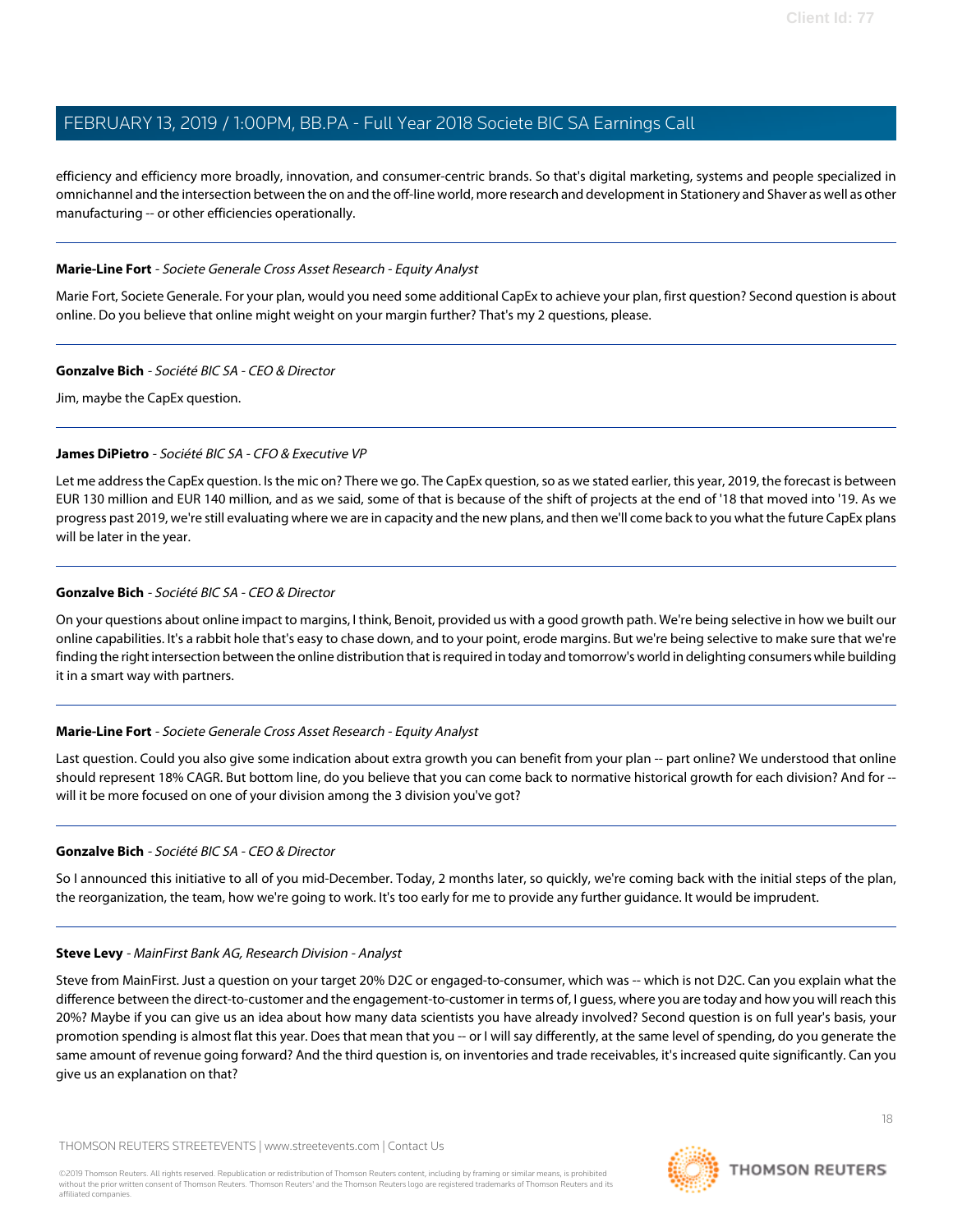efficiency and efficiency more broadly, innovation, and consumer-centric brands. So that's digital marketing, systems and people specialized in omnichannel and the intersection between the on and the off-line world, more research and development in Stationery and Shaver as well as other manufacturing -- or other efficiencies operationally.

---

**Marie-Line Fort** - *Societe Generale Cross Asset Research - Equity Analyst*

Marie Fort, Societe Generale. For your plan, would you need some additional CapEx to achieve your plan, first question? Second question is about online. Do you believe that online might weight on your margin further? That's my 2 questions, please.

---

**Gonzalve Bich** - *Société BIC SA - CEO & Director*

Jim, maybe the CapEx question.

---

**James DiPietro** - *Société BIC SA - CFO & Executive VP*

Let me address the CapEx question. Is the mic on? There we go. The CapEx question, so as we stated earlier, this year, 2019, the forecast is between EUR 130 million and EUR 140 million, and as we said, some of that is because of the shift of projects at the end of '18 that moved into '19. As we progress past 2019, we're still evaluating where we are in capacity and the new plans, and then we'll come back to you what the future CapEx plans will be later in the year.

---

**Gonzalve Bich** - *Société BIC SA - CEO & Director*

On your questions about online impact to margins, I think, Benoit, provided us with a good growth path. We're being selective in how we built our online capabilities. It's a rabbit hole that's easy to chase down, and to your point, erode margins. But we're being selective to make sure that we're finding the right intersection between the online distribution that is required in today and tomorrow's world in delighting consumers while building it in a smart way with partners.

---

**Marie-Line Fort** - *Societe Generale Cross Asset Research - Equity Analyst*

Last question. Could you also give some indication about extra growth you can benefit from your plan -- part online? We understood that online should represent 18% CAGR. But bottom line, do you believe that you can come back to normative historical growth for each division? And for -- will it be more focused on one of your division among the 3 division you've got?

---

**Gonzalve Bich** - *Société BIC SA - CEO & Director*

So I announced this initiative to all of you mid-December. Today, 2 months later, so quickly, we're coming back with the initial steps of the plan, the reorganization, the team, how we're going to work. It's too early for me to provide any further guidance. It would be imprudent.

---

**Steve Levy** - *MainFirst Bank AG, Research Division - Analyst*

Steve from MainFirst. Just a question on your target 20% D2C or engaged-to-consumer, which was -- which is not D2C. Can you explain what the difference between the direct-to-customer and the engagement-to-customer in terms of, I guess, where you are today and how you will reach this 20%? Maybe if you can give us an idea about how many data scientists you have already involved? Second question is on full year's basis, your promotion spending is almost flat this year. Does that mean that you -- or I will say differently, at the same level of spending, do you generate the same amount of revenue going forward? And the third question is, on inventories and trade receivables, it's increased quite significantly. Can you give us an explanation on that?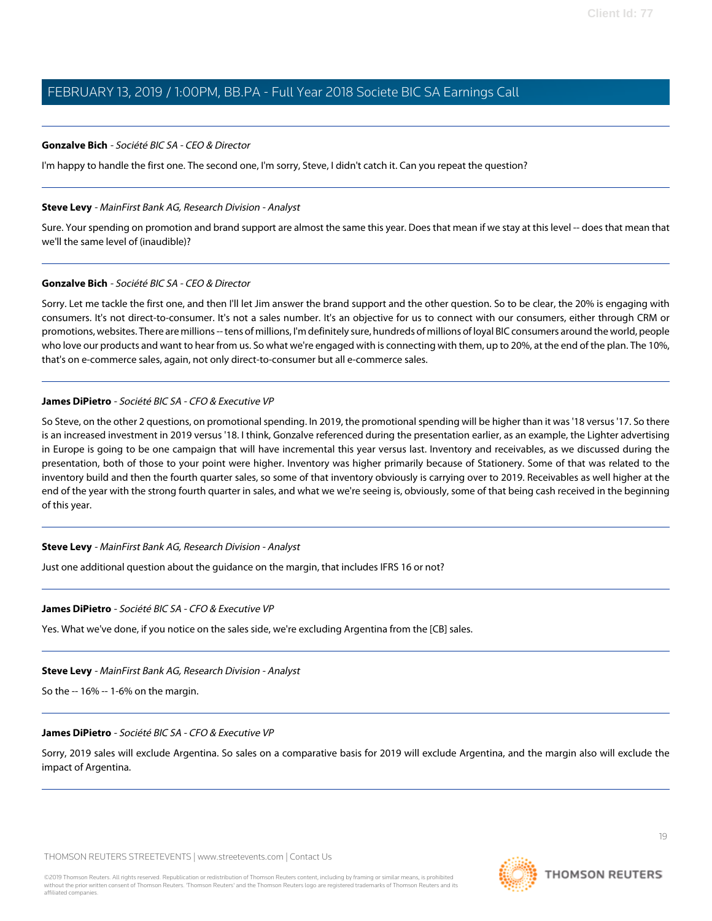**Gonzalve Bich** - *Société BIC SA - CEO & Director*

I'm happy to handle the first one. The second one, I'm sorry, Steve, I didn't catch it. Can you repeat the question?

---

**Steve Levy** - *MainFirst Bank AG, Research Division - Analyst*

Sure. Your spending on promotion and brand support are almost the same this year. Does that mean if we stay at this level -- does that mean that we'll the same level of (inaudible)?

---

**Gonzalve Bich** - *Société BIC SA - CEO & Director*

Sorry. Let me tackle the first one, and then I'll let Jim answer the brand support and the other question. So to be clear, the 20% is engaging with consumers. It's not direct-to-consumer. It's not a sales number. It's an objective for us to connect with our consumers, either through CRM or promotions, websites. There are millions -- tens of millions, I'm definitely sure, hundreds of millions of loyal BIC consumers around the world, people who love our products and want to hear from us. So what we're engaged with is connecting with them, up to 20%, at the end of the plan. The 10%, that's on e-commerce sales, again, not only direct-to-consumer but all e-commerce sales.

---

**James DiPietro** - *Société BIC SA - CFO & Executive VP*

So Steve, on the other 2 questions, on promotional spending. In 2019, the promotional spending will be higher than it was '18 versus '17. So there is an increased investment in 2019 versus '18. I think, Gonzalve referenced during the presentation earlier, as an example, the Lighter advertising in Europe is going to be one campaign that will have incremental this year versus last. Inventory and receivables, as we discussed during the presentation, both of those to your point were higher. Inventory was higher primarily because of Stationery. Some of that was related to the inventory build and then the fourth quarter sales, so some of that inventory obviously is carrying over to 2019. Receivables as well higher at the end of the year with the strong fourth quarter in sales, and what we we're seeing is, obviously, some of that being cash received in the beginning of this year.

---

**Steve Levy** - *MainFirst Bank AG, Research Division - Analyst*

Just one additional question about the guidance on the margin, that includes IFRS 16 or not?

---

**James DiPietro** - *Société BIC SA - CFO & Executive VP*

Yes. What we've done, if you notice on the sales side, we're excluding Argentina from the [CB] sales.

---

**Steve Levy** - *MainFirst Bank AG, Research Division - Analyst*

So the -- 16% -- 1-6% on the margin.

---

**James DiPietro** - *Société BIC SA - CFO & Executive VP*

Sorry, 2019 sales will exclude Argentina. So sales on a comparative basis for 2019 will exclude Argentina, and the margin also will exclude the impact of Argentina.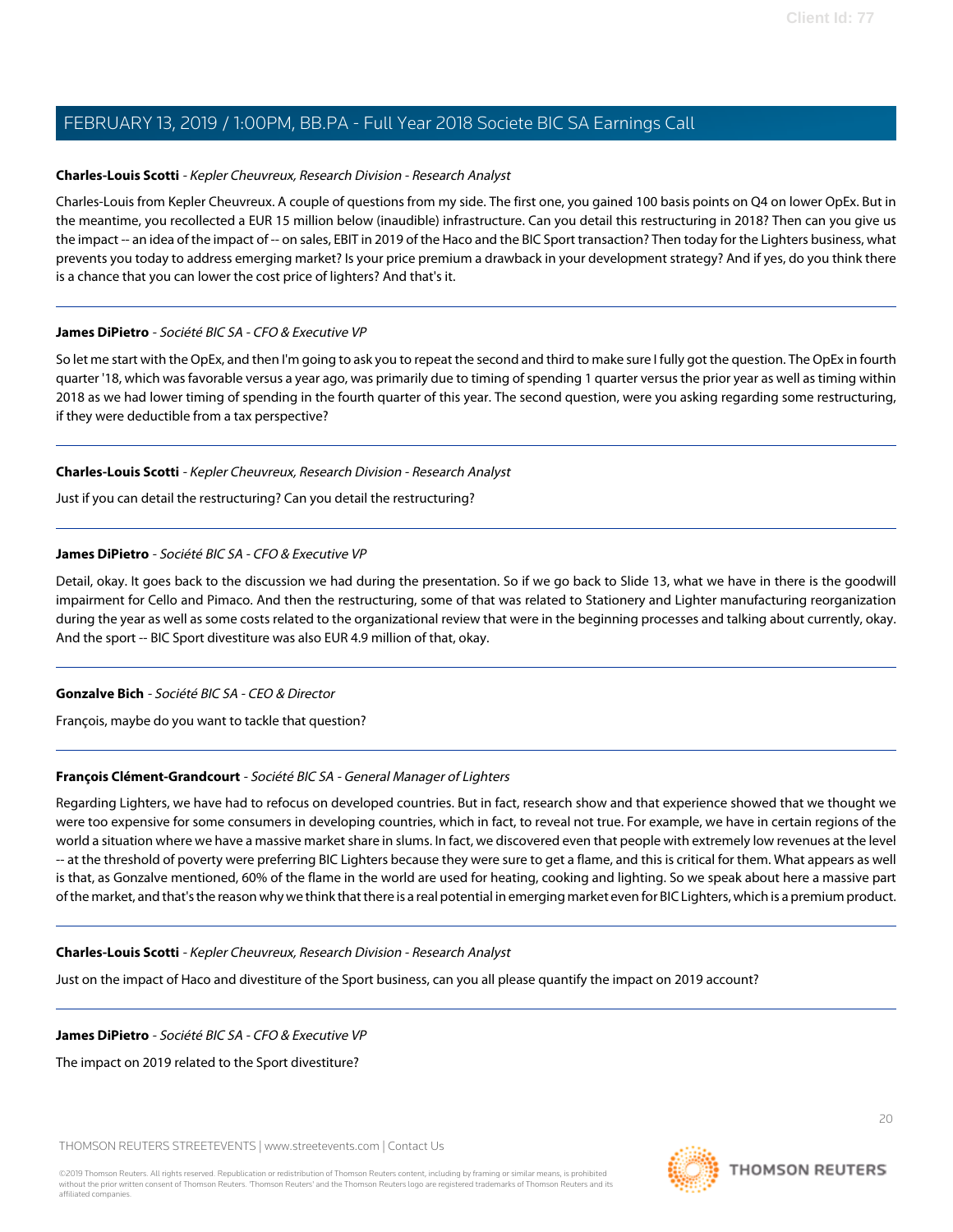**Charles-Louis Scotti** - *Kepler Cheuvreux, Research Division - Research Analyst*

Charles-Louis from Kepler Cheuvreux. A couple of questions from my side. The first one, you gained 100 basis points on Q4 on lower OpEx. But in the meantime, you recollected a EUR 15 million below (inaudible) infrastructure. Can you detail this restructuring in 2018? Then can you give us the impact -- an idea of the impact of -- on sales, EBIT in 2019 of the Haco and the BIC Sport transaction? Then today for the Lighters business, what prevents you today to address emerging market? Is your price premium a drawback in your development strategy? And if yes, do you think there is a chance that you can lower the cost price of lighters? And that's it.

---

**James DiPietro** - *Société BIC SA - CFO & Executive VP*

So let me start with the OpEx, and then I'm going to ask you to repeat the second and third to make sure I fully got the question. The OpEx in fourth quarter '18, which was favorable versus a year ago, was primarily due to timing of spending 1 quarter versus the prior year as well as timing within 2018 as we had lower timing of spending in the fourth quarter of this year. The second question, were you asking regarding some restructuring, if they were deductible from a tax perspective?

---

**Charles-Louis Scotti** - *Kepler Cheuvreux, Research Division - Research Analyst*

Just if you can detail the restructuring? Can you detail the restructuring?

---

**James DiPietro** - *Société BIC SA - CFO & Executive VP*

Detail, okay. It goes back to the discussion we had during the presentation. So if we go back to Slide 13, what we have in there is the goodwill impairment for Cello and Pimaco. And then the restructuring, some of that was related to Stationery and Lighter manufacturing reorganization during the year as well as some costs related to the organizational review that were in the beginning processes and talking about currently, okay. And the sport -- BIC Sport divestiture was also EUR 4.9 million of that, okay.

---

**Gonzalve Bich** - *Société BIC SA - CEO & Director*

François, maybe do you want to tackle that question?

---

**François Clément-Grandcourt** - *Société BIC SA - General Manager of Lighters*

Regarding Lighters, we have had to refocus on developed countries. But in fact, research show and that experience showed that we thought we were too expensive for some consumers in developing countries, which in fact, to reveal not true. For example, we have in certain regions of the world a situation where we have a massive market share in slums. In fact, we discovered even that people with extremely low revenues at the level -- at the threshold of poverty were preferring BIC Lighters because they were sure to get a flame, and this is critical for them. What appears as well is that, as Gonzalve mentioned, 60% of the flame in the world are used for heating, cooking and lighting. So we speak about here a massive part of the market, and that's the reason why we think that there is a real potential in emerging market even for BIC Lighters, which is a premium product.

---

**Charles-Louis Scotti** - *Kepler Cheuvreux, Research Division - Research Analyst*

Just on the impact of Haco and divestiture of the Sport business, can you all please quantify the impact on 2019 account?

---

**James DiPietro** - *Société BIC SA - CFO & Executive VP*

The impact on 2019 related to the Sport divestiture?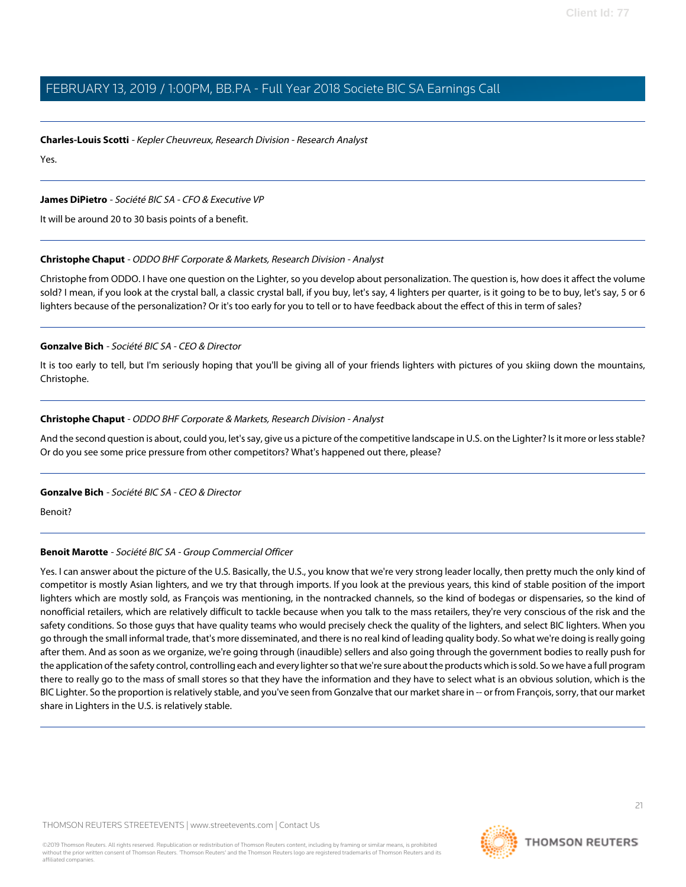**Charles-Louis Scotti** - *Kepler Cheuvreux, Research Division - Research Analyst*

Yes.

---

**James DiPietro** - *Société BIC SA - CFO & Executive VP*

It will be around 20 to 30 basis points of a benefit.

---

**Christophe Chaput** - *ODDO BHF Corporate & Markets, Research Division - Analyst*

Christophe from ODDO. I have one question on the Lighter, so you develop about personalization. The question is, how does it affect the volume sold? I mean, if you look at the crystal ball, a classic crystal ball, if you buy, let's say, 4 lighters per quarter, is it going to be to buy, let's say, 5 or 6 lighters because of the personalization? Or it's too early for you to tell or to have feedback about the effect of this in term of sales?

---

**Gonzalve Bich** - *Société BIC SA - CEO & Director*

It is too early to tell, but I'm seriously hoping that you'll be giving all of your friends lighters with pictures of you skiing down the mountains, Christophe.

---

**Christophe Chaput** - *ODDO BHF Corporate & Markets, Research Division - Analyst*

And the second question is about, could you, let's say, give us a picture of the competitive landscape in U.S. on the Lighter? Is it more or less stable? Or do you see some price pressure from other competitors? What's happened out there, please?

---

**Gonzalve Bich** - *Société BIC SA - CEO & Director*

Benoit?

---

**Benoit Marotte** - *Société BIC SA - Group Commercial Officer*

Yes. I can answer about the picture of the U.S. Basically, the U.S., you know that we're very strong leader locally, then pretty much the only kind of competitor is mostly Asian lighters, and we try that through imports. If you look at the previous years, this kind of stable position of the import lighters which are mostly sold, as François was mentioning, in the nontracked channels, so the kind of bodegas or dispensaries, so the kind of nonofficial retailers, which are relatively difficult to tackle because when you talk to the mass retailers, they're very conscious of the risk and the safety conditions. So those guys that have quality teams who would precisely check the quality of the lighters, and select BIC lighters. When you go through the small informal trade, that's more disseminated, and there is no real kind of leading quality body. So what we're doing is really going after them. And as soon as we organize, we're going through (inaudible) sellers and also going through the government bodies to really push for the application of the safety control, controlling each and every lighter so that we're sure about the products which is sold. So we have a full program there to really go to the mass of small stores so that they have the information and they have to select what is an obvious solution, which is the BIC Lighter. So the proportion is relatively stable, and you've seen from Gonzalve that our market share in -- or from François, sorry, that our market share in Lighters in the U.S. is relatively stable.

---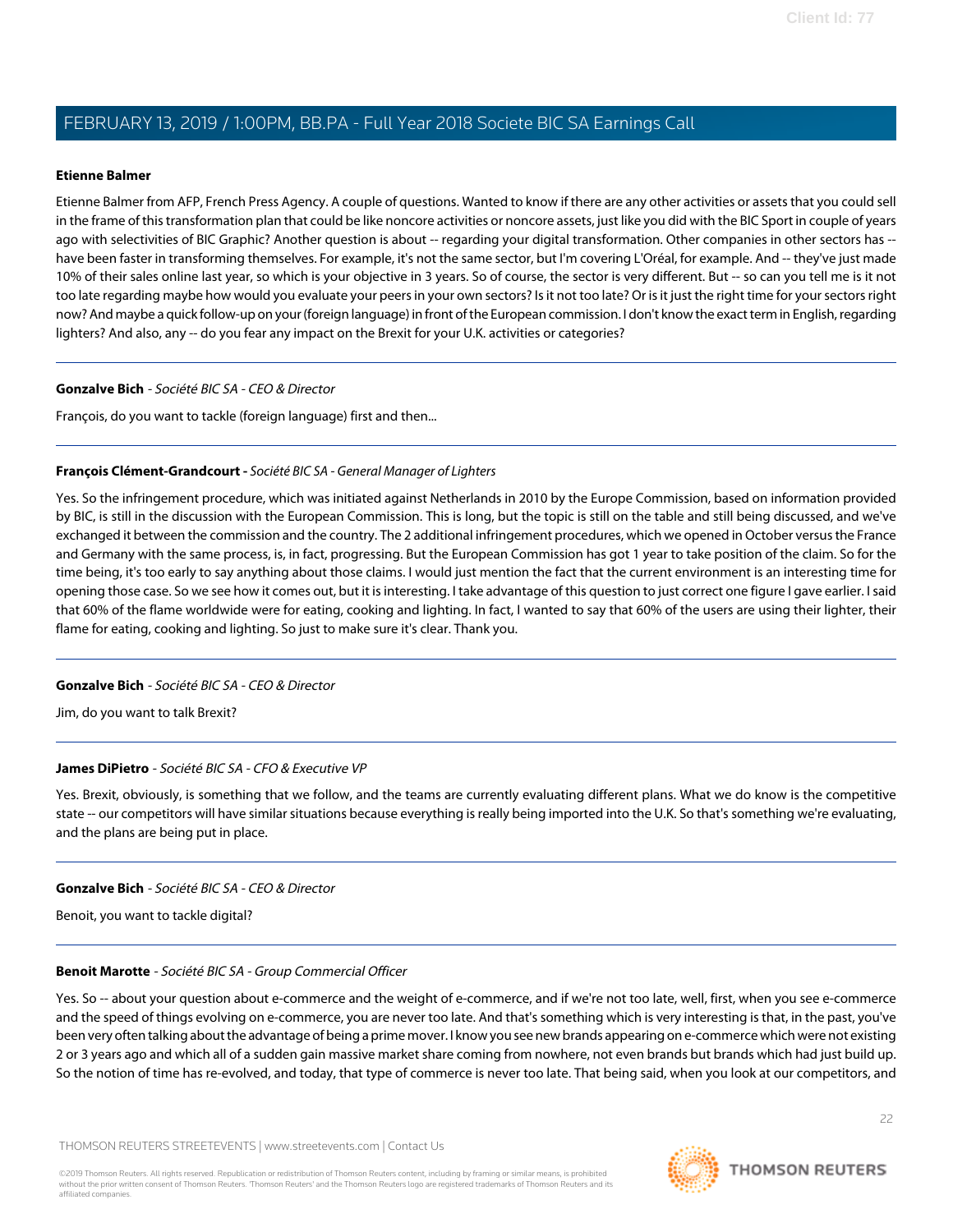**Etienne Balmer**

Etienne Balmer from AFP, French Press Agency. A couple of questions. Wanted to know if there are any other activities or assets that you could sell in the frame of this transformation plan that could be like noncore activities or noncore assets, just like you did with the BIC Sport in couple of years ago with selectivities of BIC Graphic? Another question is about -- regarding your digital transformation. Other companies in other sectors has -- have been faster in transforming themselves. For example, it's not the same sector, but I'm covering L'Oréal, for example. And -- they've just made 10% of their sales online last year, so which is your objective in 3 years. So of course, the sector is very different. But -- so can you tell me is it not too late regarding maybe how would you evaluate your peers in your own sectors? Is it not too late? Or is it just the right time for your sectors right now? And maybe a quick follow-up on your (foreign language) in front of the European commission. I don't know the exact term in English, regarding lighters? And also, any -- do you fear any impact on the Brexit for your U.K. activities or categories?

---

**Gonzalve Bich** - *Société BIC SA - CEO & Director*

François, do you want to tackle (foreign language) first and then...

---

**François Clément-Grandcourt -** *Société BIC SA - General Manager of Lighters*

Yes. So the infringement procedure, which was initiated against Netherlands in 2010 by the Europe Commission, based on information provided by BIC, is still in the discussion with the European Commission. This is long, but the topic is still on the table and still being discussed, and we've exchanged it between the commission and the country. The 2 additional infringement procedures, which we opened in October versus the France and Germany with the same process, is, in fact, progressing. But the European Commission has got 1 year to take position of the claim. So for the time being, it's too early to say anything about those claims. I would just mention the fact that the current environment is an interesting time for opening those case. So we see how it comes out, but it is interesting. I take advantage of this question to just correct one figure I gave earlier. I said that 60% of the flame worldwide were for eating, cooking and lighting. In fact, I wanted to say that 60% of the users are using their lighter, their flame for eating, cooking and lighting. So just to make sure it's clear. Thank you.

---

**Gonzalve Bich** - *Société BIC SA - CEO & Director*

Jim, do you want to talk Brexit?

---

**James DiPietro** - *Société BIC SA - CFO & Executive VP*

Yes. Brexit, obviously, is something that we follow, and the teams are currently evaluating different plans. What we do know is the competitive state -- our competitors will have similar situations because everything is really being imported into the U.K. So that's something we're evaluating, and the plans are being put in place.

---

**Gonzalve Bich** - *Société BIC SA - CEO & Director*

Benoit, you want to tackle digital?

---

**Benoit Marotte** - *Société BIC SA - Group Commercial Officer*

Yes. So -- about your question about e-commerce and the weight of e-commerce, and if we're not too late, well, first, when you see e-commerce and the speed of things evolving on e-commerce, you are never too late. And that's something which is very interesting is that, in the past, you've been very often talking about the advantage of being a prime mover. I know you see new brands appearing on e-commerce which were not existing 2 or 3 years ago and which all of a sudden gain massive market share coming from nowhere, not even brands but brands which had just build up. So the notion of time has re-evolved, and today, that type of commerce is never too late. That being said, when you look at our competitors, and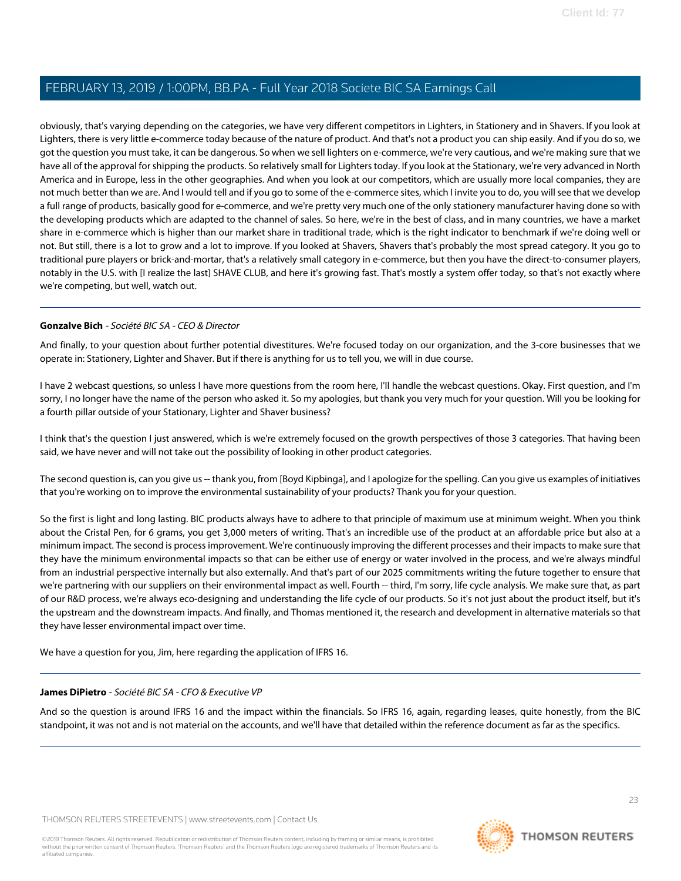obviously, that's varying depending on the categories, we have very different competitors in Lighters, in Stationery and in Shavers. If you look at Lighters, there is very little e-commerce today because of the nature of product. And that's not a product you can ship easily. And if you do so, we got the question you must take, it can be dangerous. So when we sell lighters on e-commerce, we're very cautious, and we're making sure that we have all of the approval for shipping the products. So relatively small for Lighters today. If you look at the Stationary, we're very advanced in North America and in Europe, less in the other geographies. And when you look at our competitors, which are usually more local companies, they are not much better than we are. And I would tell and if you go to some of the e-commerce sites, which I invite you to do, you will see that we develop a full range of products, basically good for e-commerce, and we're pretty very much one of the only stationery manufacturer having done so with the developing products which are adapted to the channel of sales. So here, we're in the best of class, and in many countries, we have a market share in e-commerce which is higher than our market share in traditional trade, which is the right indicator to benchmark if we're doing well or not. But still, there is a lot to grow and a lot to improve. If you looked at Shavers, Shavers that's probably the most spread category. It you go to traditional pure players or brick-and-mortar, that's a relatively small category in e-commerce, but then you have the direct-to-consumer players, notably in the U.S. with [I realize the last] SHAVE CLUB, and here it's growing fast. That's mostly a system offer today, so that's not exactly where we're competing, but well, watch out.

---

**Gonzalve Bich** - *Société BIC SA - CEO & Director*

And finally, to your question about further potential divestitures. We're focused today on our organization, and the 3-core businesses that we operate in: Stationery, Lighter and Shaver. But if there is anything for us to tell you, we will in due course.

I have 2 webcast questions, so unless I have more questions from the room here, I'll handle the webcast questions. Okay. First question, and I'm sorry, I no longer have the name of the person who asked it. So my apologies, but thank you very much for your question. Will you be looking for a fourth pillar outside of your Stationary, Lighter and Shaver business?

I think that's the question I just answered, which is we're extremely focused on the growth perspectives of those 3 categories. That having been said, we have never and will not take out the possibility of looking in other product categories.

The second question is, can you give us -- thank you, from [Boyd Kipbinga], and I apologize for the spelling. Can you give us examples of initiatives that you're working on to improve the environmental sustainability of your products? Thank you for your question.

So the first is light and long lasting. BIC products always have to adhere to that principle of maximum use at minimum weight. When you think about the Cristal Pen, for 6 grams, you get 3,000 meters of writing. That's an incredible use of the product at an affordable price but also at a minimum impact. The second is process improvement. We're continuously improving the different processes and their impacts to make sure that they have the minimum environmental impacts so that can be either use of energy or water involved in the process, and we're always mindful from an industrial perspective internally but also externally. And that's part of our 2025 commitments writing the future together to ensure that we're partnering with our suppliers on their environmental impact as well. Fourth -- third, I'm sorry, life cycle analysis. We make sure that, as part of our R&D process, we're always eco-designing and understanding the life cycle of our products. So it's not just about the product itself, but it's the upstream and the downstream impacts. And finally, and Thomas mentioned it, the research and development in alternative materials so that they have lesser environmental impact over time.

We have a question for you, Jim, here regarding the application of IFRS 16.

---

**James DiPietro** - *Société BIC SA - CFO & Executive VP*

And so the question is around IFRS 16 and the impact within the financials. So IFRS 16, again, regarding leases, quite honestly, from the BIC standpoint, it was not and is not material on the accounts, and we'll have that detailed within the reference document as far as the specifics.

---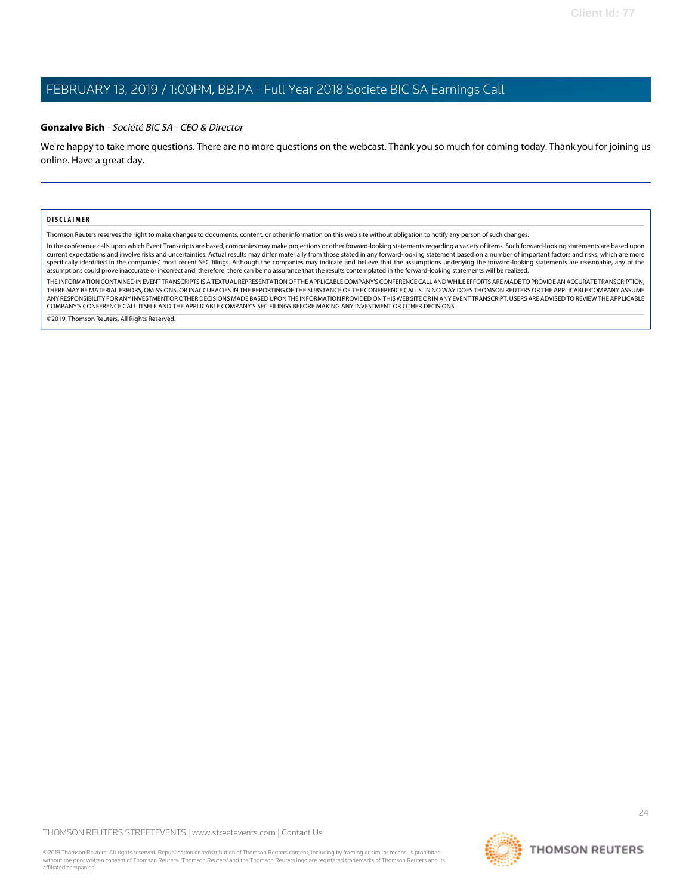**Gonzalve Bich** - *Société BIC SA - CEO & Director*

We're happy to take more questions. There are no more questions on the webcast. Thank you so much for coming today. Thank you for joining us online. Have a great day.

---

**DISCLAIMER**

Thomson Reuters reserves the right to make changes to documents, content, or other information on this web site without obligation to notify any person of such changes.

In the conference calls upon which Event Transcripts are based, companies may make projections or other forward-looking statements regarding a variety of items. Such forward-looking statements are based upon current expectations and involve risks and uncertainties. Actual results may differ materially from those stated in any forward-looking statement based on a number of important factors and risks, which are more specifically identified in the companies' most recent SEC filings. Although the companies may indicate and believe that the assumptions underlying the forward-looking statements are reasonable, any of the assumptions could prove inaccurate or incorrect and, therefore, there can be no assurance that the results contemplated in the forward-looking statements will be realized.

THE INFORMATION CONTAINED IN EVENT TRANSCRIPTS IS A TEXTUAL REPRESENTATION OF THE APPLICABLE COMPANY'S CONFERENCE CALL AND WHILE EFFORTS ARE MADE TO PROVIDE AN ACCURATE TRANSCRIPTION, THERE MAY BE MATERIAL ERRORS, OMISSIONS, OR INACCURACIES IN THE REPORTING OF THE SUBSTANCE OF THE CONFERENCE CALLS. IN NO WAY DOES THOMSON REUTERS OR THE APPLICABLE COMPANY ASSUME ANY RESPONSIBILITY FOR ANY INVESTMENT OR OTHER DECISIONS MADE BASED UPON THE INFORMATION PROVIDED ON THIS WEB SITE OR IN ANY EVENT TRANSCRIPT. USERS ARE ADVISED TO REVIEW THE APPLICABLE COMPANY'S CONFERENCE CALL ITSELF AND THE APPLICABLE COMPANY'S SEC FILINGS BEFORE MAKING ANY INVESTMENT OR OTHER DECISIONS.

©2019, Thomson Reuters. All Rights Reserved.